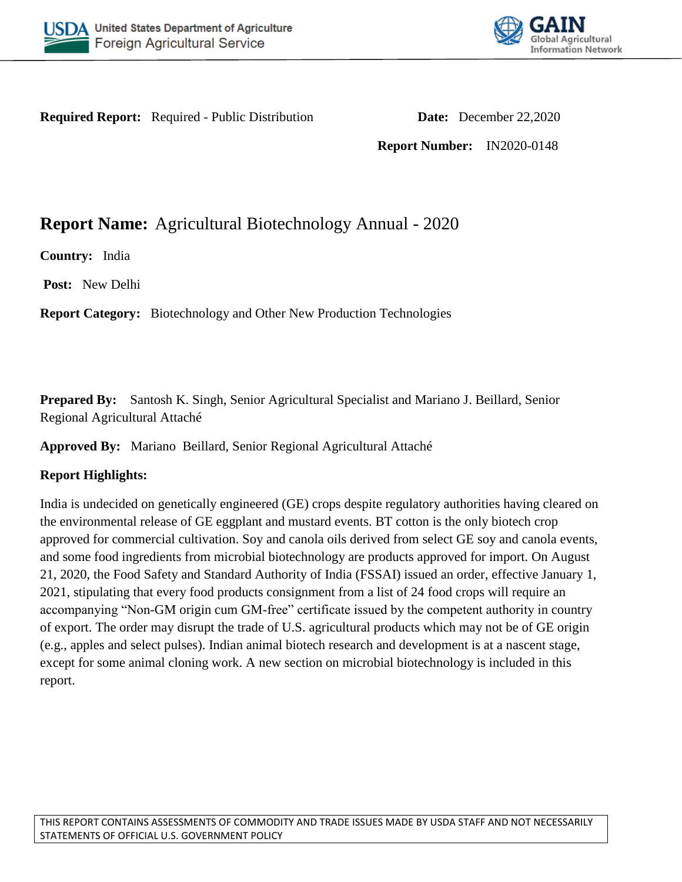**Required Report:** Required - Public Distribution

**Date:** December 22,2020

**Report Number:** IN2020-0148

# Report Name: Agricultural Biotechnology Annual - 2020

**Country:** India

**Post:** New Delhi

**Report Category:** Biotechnology and Other New Production Technologies

**Prepared By:** Santosh K. Singh, Senior Agricultural Specialist and Mariano J. Beillard, Senior Regional Agricultural Attaché

**Approved By:** Mariano Beillard, Senior Regional Agricultural Attaché

**Report Highlights:**

India is undecided on genetically engineered (GE) crops despite regulatory authorities having cleared on the environmental release of GE eggplant and mustard events. BT cotton is the only biotech crop approved for commercial cultivation. Soy and canola oils derived from select GE soy and canola events, and some food ingredients from microbial biotechnology are products approved for import. On August 21, 2020, the Food Safety and Standard Authority of India (FSSAI) issued an order, effective January 1, 2021, stipulating that every food products consignment from a list of 24 food crops will require an accompanying "Non-GM origin cum GM-free" certificate issued by the competent authority in country of export. The order may disrupt the trade of U.S. agricultural products which may not be of GE origin (e.g., apples and select pulses). Indian animal biotech research and development is at a nascent stage, except for some animal cloning work. A new section on microbial biotechnology is included in this report.

THIS REPORT CONTAINS ASSESSMENTS OF COMMODITY AND TRADE ISSUES MADE BY USDA STAFF AND NOT NECESSARILY STATEMENTS OF OFFICIAL U.S. GOVERNMENT POLICY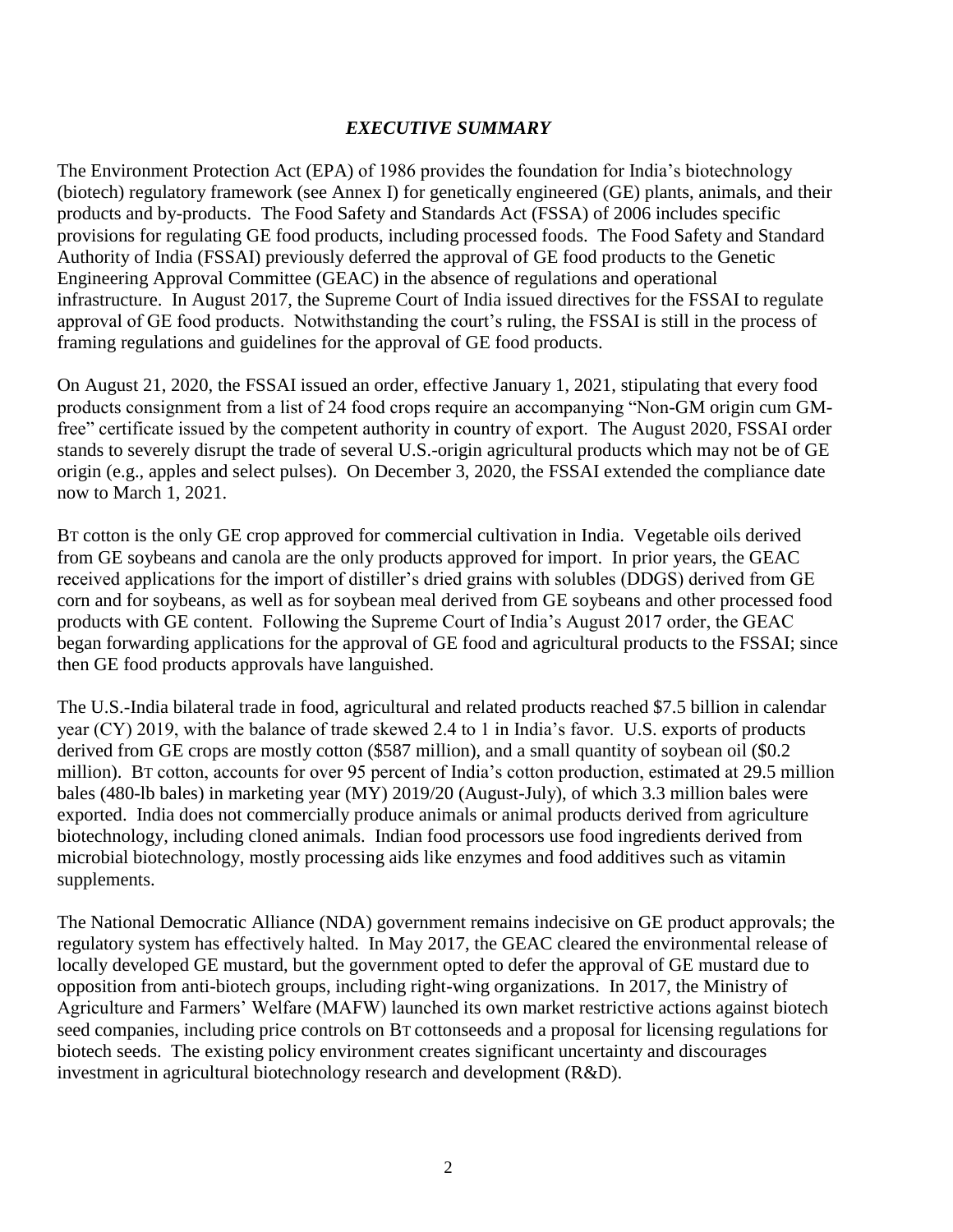## *EXECUTIVE SUMMARY*

The Environment Protection Act (EPA) of 1986 provides the foundation for India's biotechnology (biotech) regulatory framework (see Annex I) for genetically engineered (GE) plants, animals, and their products and by-products. The Food Safety and Standards Act (FSSA) of 2006 includes specific provisions for regulating GE food products, including processed foods. The Food Safety and Standard Authority of India (FSSAI) previously deferred the approval of GE food products to the Genetic Engineering Approval Committee (GEAC) in the absence of regulations and operational infrastructure. In August 2017, the Supreme Court of India issued directives for the FSSAI to regulate approval of GE food products. Notwithstanding the court's ruling, the FSSAI is still in the process of framing regulations and guidelines for the approval of GE food products.

On August 21, 2020, the FSSAI issued an order, effective January 1, 2021, stipulating that every food products consignment from a list of 24 food crops require an accompanying "Non-GM origin cum GM-free" certificate issued by the competent authority in country of export. The August 2020, FSSAI order stands to severely disrupt the trade of several U.S.-origin agricultural products which may not be of GE origin (e.g., apples and select pulses). On December 3, 2020, the FSSAI extended the compliance date now to March 1, 2021.

BT cotton is the only GE crop approved for commercial cultivation in India. Vegetable oils derived from GE soybeans and canola are the only products approved for import. In prior years, the GEAC received applications for the import of distiller's dried grains with solubles (DDGS) derived from GE corn and for soybeans, as well as for soybean meal derived from GE soybeans and other processed food products with GE content. Following the Supreme Court of India's August 2017 order, the GEAC began forwarding applications for the approval of GE food and agricultural products to the FSSAI; since then GE food products approvals have languished.

The U.S.-India bilateral trade in food, agricultural and related products reached $7.5 billion in calendar year (CY) 2019, with the balance of trade skewed 2.4 to 1 in India's favor. U.S. exports of products derived from GE crops are mostly cotton ($587 million), and a small quantity of soybean oil ($0.2 million). BT cotton, accounts for over 95 percent of India's cotton production, estimated at 29.5 million bales (480-lb bales) in marketing year (MY) 2019/20 (August-July), of which 3.3 million bales were exported. India does not commercially produce animals or animal products derived from agriculture biotechnology, including cloned animals. Indian food processors use food ingredients derived from microbial biotechnology, mostly processing aids like enzymes and food additives such as vitamin supplements.

The National Democratic Alliance (NDA) government remains indecisive on GE product approvals; the regulatory system has effectively halted. In May 2017, the GEAC cleared the environmental release of locally developed GE mustard, but the government opted to defer the approval of GE mustard due to opposition from anti-biotech groups, including right-wing organizations. In 2017, the Ministry of Agriculture and Farmers' Welfare (MAFW) launched its own market restrictive actions against biotech seed companies, including price controls on BT cottonseeds and a proposal for licensing regulations for biotech seeds. The existing policy environment creates significant uncertainty and discourages investment in agricultural biotechnology research and development (R&D).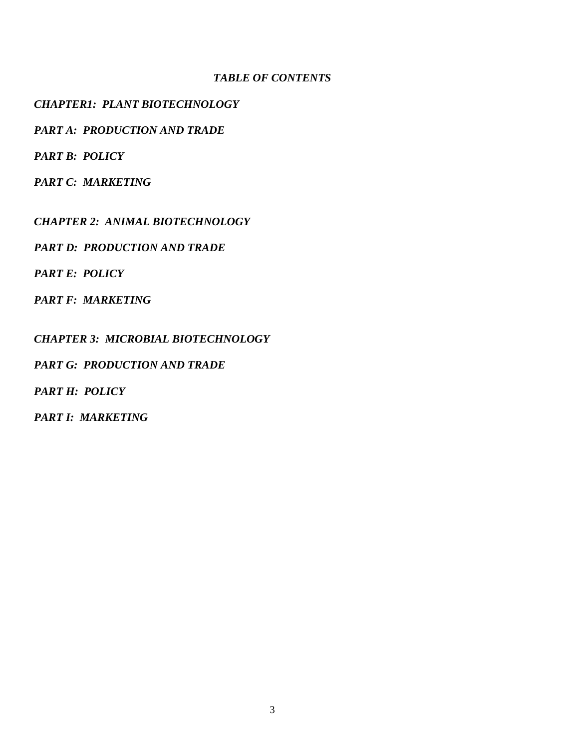# *TABLE OF CONTENTS*

***CHAPTER1: PLANT BIOTECHNOLOGY***

***PART A: PRODUCTION AND TRADE***

***PART B: POLICY***

***PART C: MARKETING***

***CHAPTER 2: ANIMAL BIOTECHNOLOGY***

***PART D: PRODUCTION AND TRADE***

***PART E: POLICY***

***PART F: MARKETING***

***CHAPTER 3: MICROBIAL BIOTECHNOLOGY***

***PART G: PRODUCTION AND TRADE***

***PART H: POLICY***

***PART I: MARKETING***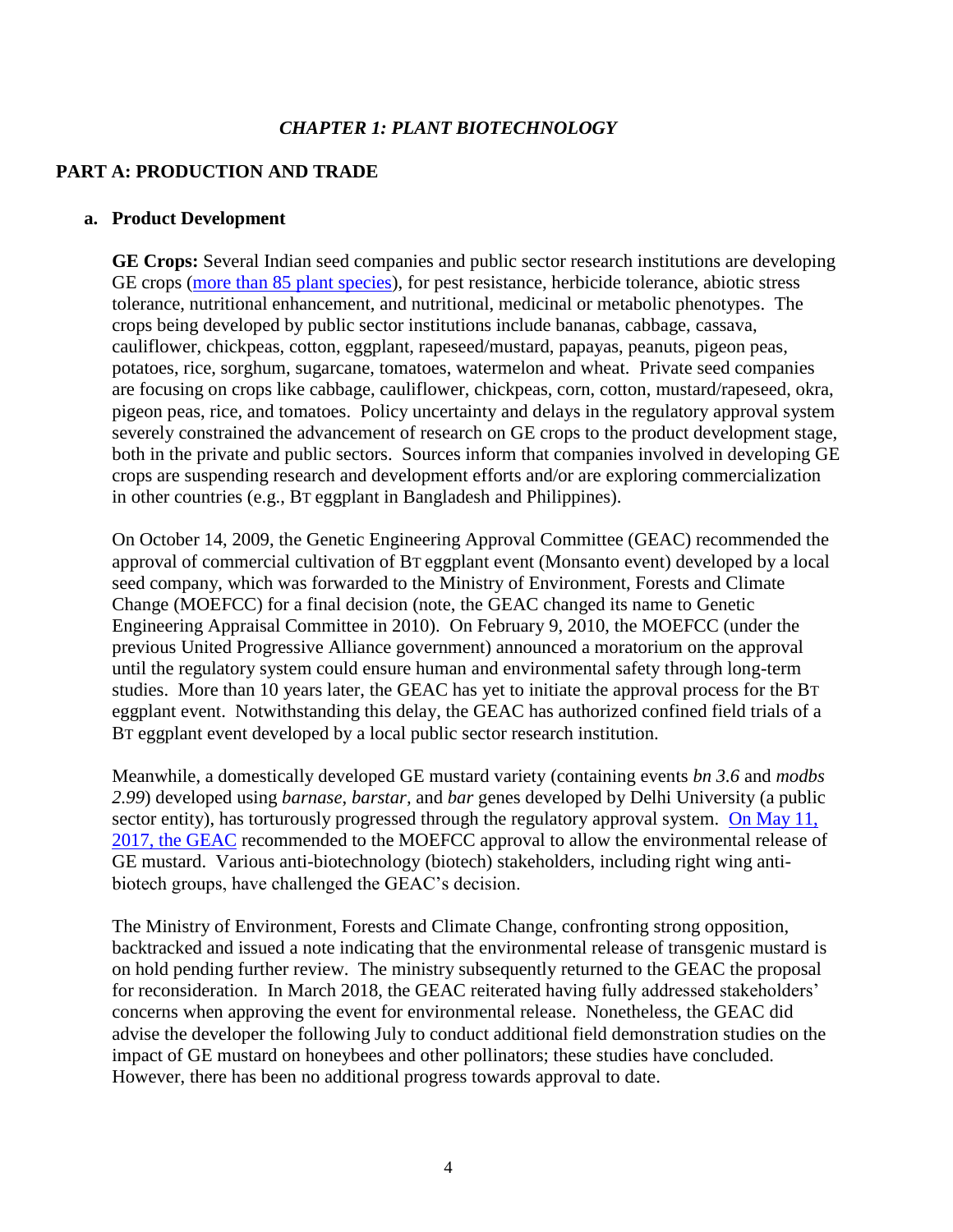*CHAPTER 1: PLANT BIOTECHNOLOGY*

## PART A: PRODUCTION AND TRADE

### a. Product Development

**GE Crops:** Several Indian seed companies and public sector research institutions are developing GE crops (more than 85 plant species), for pest resistance, herbicide tolerance, abiotic stress tolerance, nutritional enhancement, and nutritional, medicinal or metabolic phenotypes. The crops being developed by public sector institutions include bananas, cabbage, cassava, cauliflower, chickpeas, cotton, eggplant, rapeseed/mustard, papayas, peanuts, pigeon peas, potatoes, rice, sorghum, sugarcane, tomatoes, watermelon and wheat. Private seed companies are focusing on crops like cabbage, cauliflower, chickpeas, corn, cotton, mustard/rapeseed, okra, pigeon peas, rice, and tomatoes. Policy uncertainty and delays in the regulatory approval system severely constrained the advancement of research on GE crops to the product development stage, both in the private and public sectors. Sources inform that companies involved in developing GE crops are suspending research and development efforts and/or are exploring commercialization in other countries (e.g., BT eggplant in Bangladesh and Philippines).

On October 14, 2009, the Genetic Engineering Approval Committee (GEAC) recommended the approval of commercial cultivation of BT eggplant event (Monsanto event) developed by a local seed company, which was forwarded to the Ministry of Environment, Forests and Climate Change (MOEFCC) for a final decision (note, the GEAC changed its name to Genetic Engineering Appraisal Committee in 2010). On February 9, 2010, the MOEFCC (under the previous United Progressive Alliance government) announced a moratorium on the approval until the regulatory system could ensure human and environmental safety through long-term studies. More than 10 years later, the GEAC has yet to initiate the approval process for the BT eggplant event. Notwithstanding this delay, the GEAC has authorized confined field trials of a BT eggplant event developed by a local public sector research institution.

Meanwhile, a domestically developed GE mustard variety (containing events *bn 3.6* and *modbs 2.99*) developed using *barnase*, *barstar*, and *bar* genes developed by Delhi University (a public sector entity), has torturously progressed through the regulatory approval system. On May 11, 2017, the GEAC recommended to the MOEFCC approval to allow the environmental release of GE mustard. Various anti-biotechnology (biotech) stakeholders, including right wing anti-biotech groups, have challenged the GEAC's decision.

The Ministry of Environment, Forests and Climate Change, confronting strong opposition, backtracked and issued a note indicating that the environmental release of transgenic mustard is on hold pending further review. The ministry subsequently returned to the GEAC the proposal for reconsideration. In March 2018, the GEAC reiterated having fully addressed stakeholders' concerns when approving the event for environmental release. Nonetheless, the GEAC did advise the developer the following July to conduct additional field demonstration studies on the impact of GE mustard on honeybees and other pollinators; these studies have concluded. However, there has been no additional progress towards approval to date.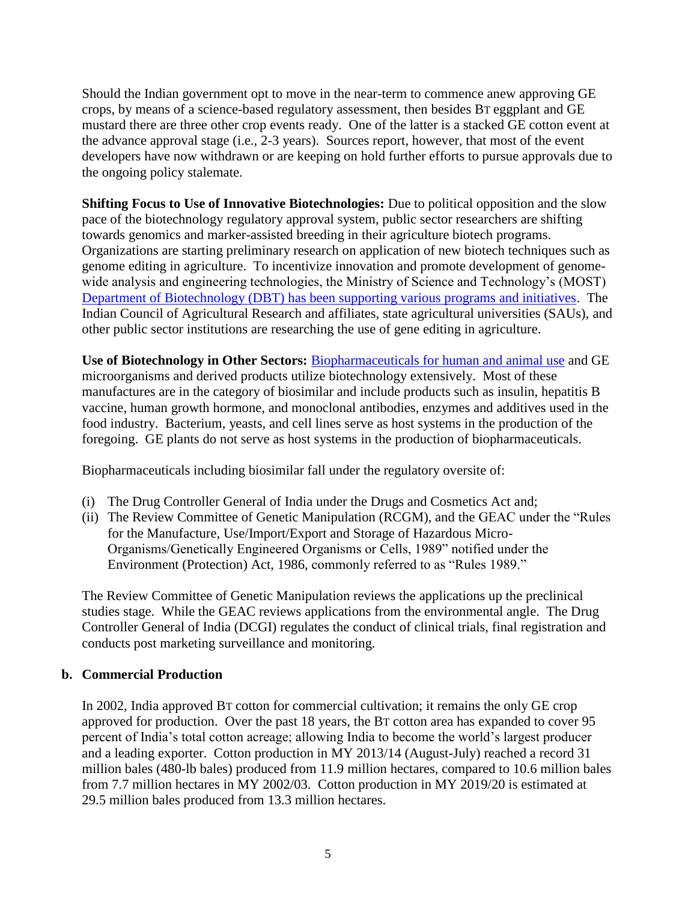Should the Indian government opt to move in the near-term to commence anew approving GE crops, by means of a science-based regulatory assessment, then besides BT eggplant and GE mustard there are three other crop events ready. One of the latter is a stacked GE cotton event at the advance approval stage (i.e., 2-3 years). Sources report, however, that most of the event developers have now withdrawn or are keeping on hold further efforts to pursue approvals due to the ongoing policy stalemate.

**Shifting Focus to Use of Innovative Biotechnologies:** Due to political opposition and the slow pace of the biotechnology regulatory approval system, public sector researchers are shifting towards genomics and marker-assisted breeding in their agriculture biotech programs. Organizations are starting preliminary research on application of new biotech techniques such as genome editing in agriculture. To incentivize innovation and promote development of genome-wide analysis and engineering technologies, the Ministry of Science and Technology's (MOST) Department of Biotechnology (DBT) has been supporting various programs and initiatives. The Indian Council of Agricultural Research and affiliates, state agricultural universities (SAUs), and other public sector institutions are researching the use of gene editing in agriculture.

**Use of Biotechnology in Other Sectors:** Biopharmaceuticals for human and animal use and GE microorganisms and derived products utilize biotechnology extensively. Most of these manufactures are in the category of biosimilar and include products such as insulin, hepatitis B vaccine, human growth hormone, and monoclonal antibodies, enzymes and additives used in the food industry. Bacterium, yeasts, and cell lines serve as host systems in the production of the foregoing. GE plants do not serve as host systems in the production of biopharmaceuticals.

Biopharmaceuticals including biosimilar fall under the regulatory oversite of:

(i) The Drug Controller General of India under the Drugs and Cosmetics Act and;
(ii) The Review Committee of Genetic Manipulation (RCGM), and the GEAC under the "Rules for the Manufacture, Use/Import/Export and Storage of Hazardous Micro-Organisms/Genetically Engineered Organisms or Cells, 1989" notified under the Environment (Protection) Act, 1986, commonly referred to as "Rules 1989."

The Review Committee of Genetic Manipulation reviews the applications up the preclinical studies stage. While the GEAC reviews applications from the environmental angle. The Drug Controller General of India (DCGI) regulates the conduct of clinical trials, final registration and conducts post marketing surveillance and monitoring.

## b. Commercial Production

In 2002, India approved BT cotton for commercial cultivation; it remains the only GE crop approved for production. Over the past 18 years, the BT cotton area has expanded to cover 95 percent of India's total cotton acreage; allowing India to become the world's largest producer and a leading exporter. Cotton production in MY 2013/14 (August-July) reached a record 31 million bales (480-lb bales) produced from 11.9 million hectares, compared to 10.6 million bales from 7.7 million hectares in MY 2002/03. Cotton production in MY 2019/20 is estimated at 29.5 million bales produced from 13.3 million hectares.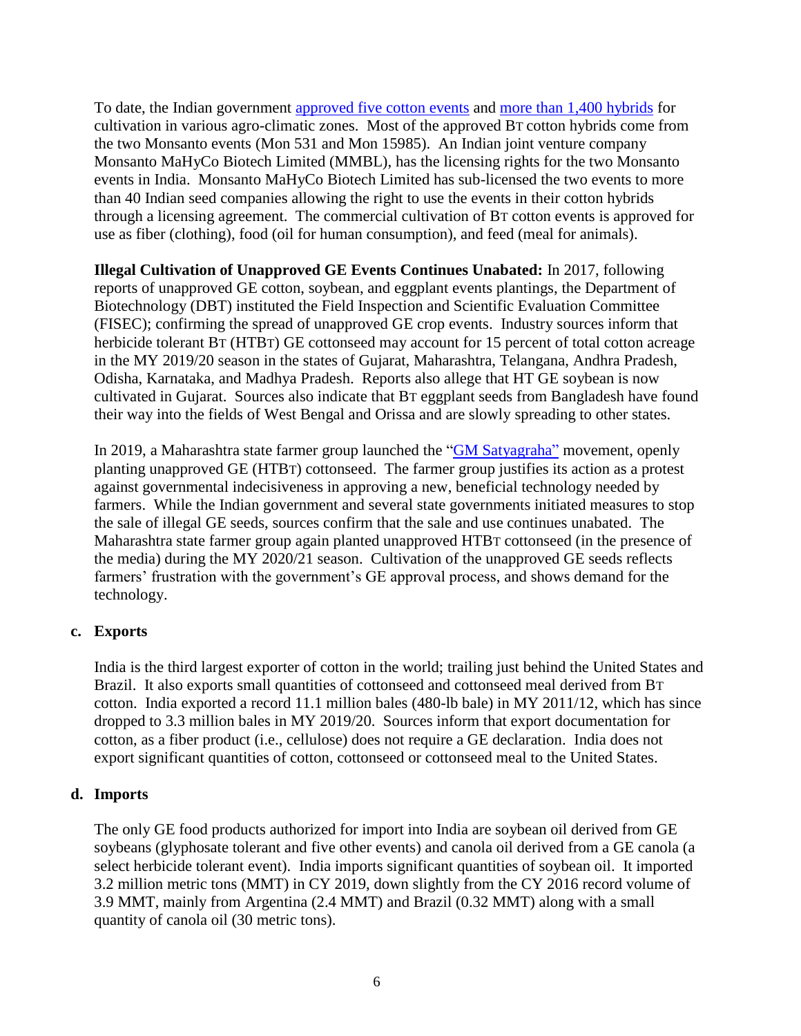To date, the Indian government approved five cotton events and more than 1,400 hybrids for cultivation in various agro-climatic zones. Most of the approved BT cotton hybrids come from the two Monsanto events (Mon 531 and Mon 15985). An Indian joint venture company Monsanto MaHyCo Biotech Limited (MMBL), has the licensing rights for the two Monsanto events in India. Monsanto MaHyCo Biotech Limited has sub-licensed the two events to more than 40 Indian seed companies allowing the right to use the events in their cotton hybrids through a licensing agreement. The commercial cultivation of BT cotton events is approved for use as fiber (clothing), food (oil for human consumption), and feed (meal for animals).

**Illegal Cultivation of Unapproved GE Events Continues Unabated:** In 2017, following reports of unapproved GE cotton, soybean, and eggplant events plantings, the Department of Biotechnology (DBT) instituted the Field Inspection and Scientific Evaluation Committee (FISEC); confirming the spread of unapproved GE crop events. Industry sources inform that herbicide tolerant BT (HTBT) GE cottonseed may account for 15 percent of total cotton acreage in the MY 2019/20 season in the states of Gujarat, Maharashtra, Telangana, Andhra Pradesh, Odisha, Karnataka, and Madhya Pradesh. Reports also allege that HT GE soybean is now cultivated in Gujarat. Sources also indicate that BT eggplant seeds from Bangladesh have found their way into the fields of West Bengal and Orissa and are slowly spreading to other states.

In 2019, a Maharashtra state farmer group launched the "GM Satyagraha" movement, openly planting unapproved GE (HTBT) cottonseed. The farmer group justifies its action as a protest against governmental indecisiveness in approving a new, beneficial technology needed by farmers. While the Indian government and several state governments initiated measures to stop the sale of illegal GE seeds, sources confirm that the sale and use continues unabated. The Maharashtra state farmer group again planted unapproved HTBT cottonseed (in the presence of the media) during the MY 2020/21 season. Cultivation of the unapproved GE seeds reflects farmers' frustration with the government's GE approval process, and shows demand for the technology.

## c. Exports

India is the third largest exporter of cotton in the world; trailing just behind the United States and Brazil. It also exports small quantities of cottonseed and cottonseed meal derived from BT cotton. India exported a record 11.1 million bales (480-lb bale) in MY 2011/12, which has since dropped to 3.3 million bales in MY 2019/20. Sources inform that export documentation for cotton, as a fiber product (i.e., cellulose) does not require a GE declaration. India does not export significant quantities of cotton, cottonseed or cottonseed meal to the United States.

## d. Imports

The only GE food products authorized for import into India are soybean oil derived from GE soybeans (glyphosate tolerant and five other events) and canola oil derived from a GE canola (a select herbicide tolerant event). India imports significant quantities of soybean oil. It imported 3.2 million metric tons (MMT) in CY 2019, down slightly from the CY 2016 record volume of 3.9 MMT, mainly from Argentina (2.4 MMT) and Brazil (0.32 MMT) along with a small quantity of canola oil (30 metric tons).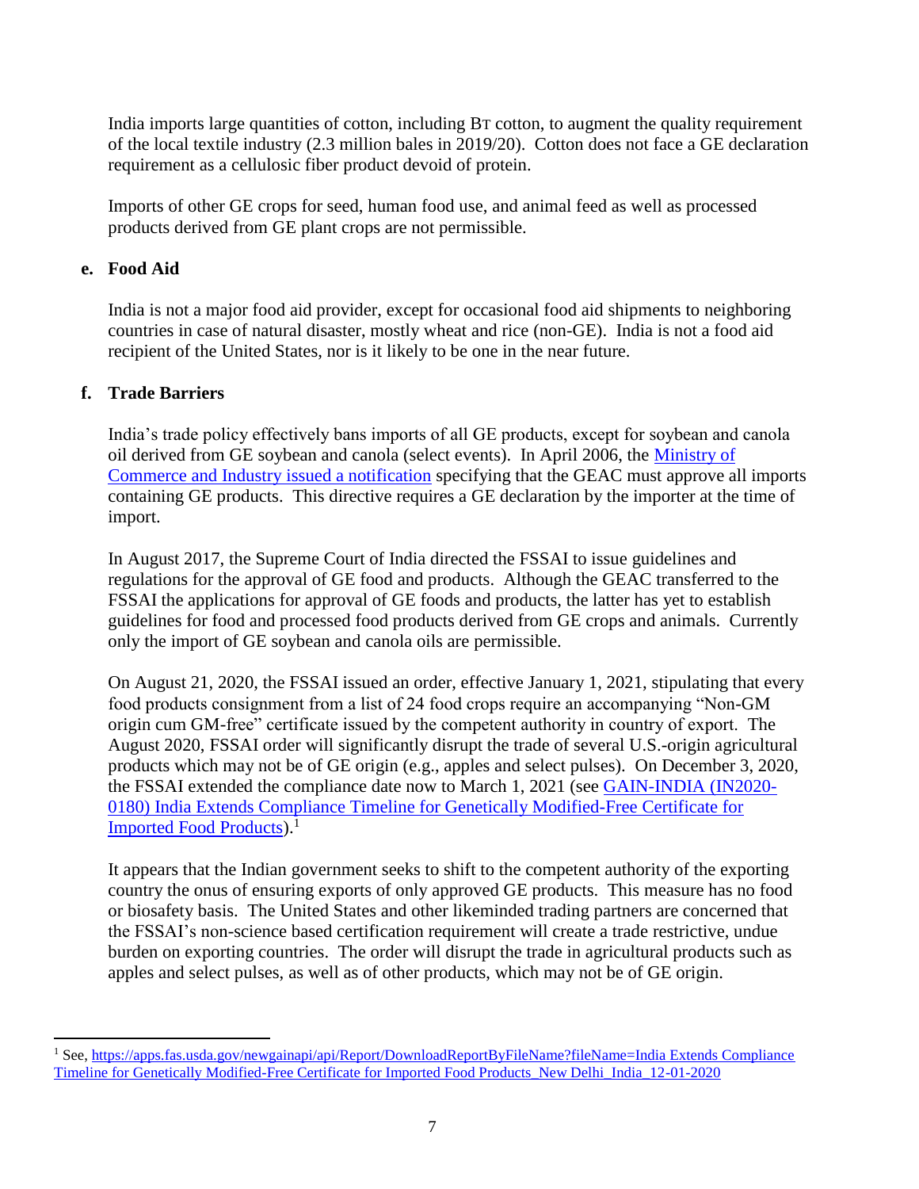India imports large quantities of cotton, including BT cotton, to augment the quality requirement of the local textile industry (2.3 million bales in 2019/20). Cotton does not face a GE declaration requirement as a cellulosic fiber product devoid of protein.

Imports of other GE crops for seed, human food use, and animal feed as well as processed products derived from GE plant crops are not permissible.

### e. Food Aid

India is not a major food aid provider, except for occasional food aid shipments to neighboring countries in case of natural disaster, mostly wheat and rice (non-GE). India is not a food aid recipient of the United States, nor is it likely to be one in the near future.

### f. Trade Barriers

India's trade policy effectively bans imports of all GE products, except for soybean and canola oil derived from GE soybean and canola (select events). In April 2006, the Ministry of Commerce and Industry issued a notification specifying that the GEAC must approve all imports containing GE products. This directive requires a GE declaration by the importer at the time of import.

In August 2017, the Supreme Court of India directed the FSSAI to issue guidelines and regulations for the approval of GE food and products. Although the GEAC transferred to the FSSAI the applications for approval of GE foods and products, the latter has yet to establish guidelines for food and processed food products derived from GE crops and animals. Currently only the import of GE soybean and canola oils are permissible.

On August 21, 2020, the FSSAI issued an order, effective January 1, 2021, stipulating that every food products consignment from a list of 24 food crops require an accompanying "Non-GM origin cum GM-free" certificate issued by the competent authority in country of export. The August 2020, FSSAI order will significantly disrupt the trade of several U.S.-origin agricultural products which may not be of GE origin (e.g., apples and select pulses). On December 3, 2020, the FSSAI extended the compliance date now to March 1, 2021 (see GAIN-INDIA (IN2020-0180) India Extends Compliance Timeline for Genetically Modified-Free Certificate for Imported Food Products).[1]

It appears that the Indian government seeks to shift to the competent authority of the exporting country the onus of ensuring exports of only approved GE products. This measure has no food or biosafety basis. The United States and other likeminded trading partners are concerned that the FSSAI's non-science based certification requirement will create a trade restrictive, undue burden on exporting countries. The order will disrupt the trade in agricultural products such as apples and select pulses, as well as of other products, which may not be of GE origin.

---

[1] See, https://apps.fas.usda.gov/newgainapi/api/Report/DownloadReportByFileName?fileName=India Extends Compliance Timeline for Genetically Modified-Free Certificate for Imported Food Products_New Delhi_India_12-01-2020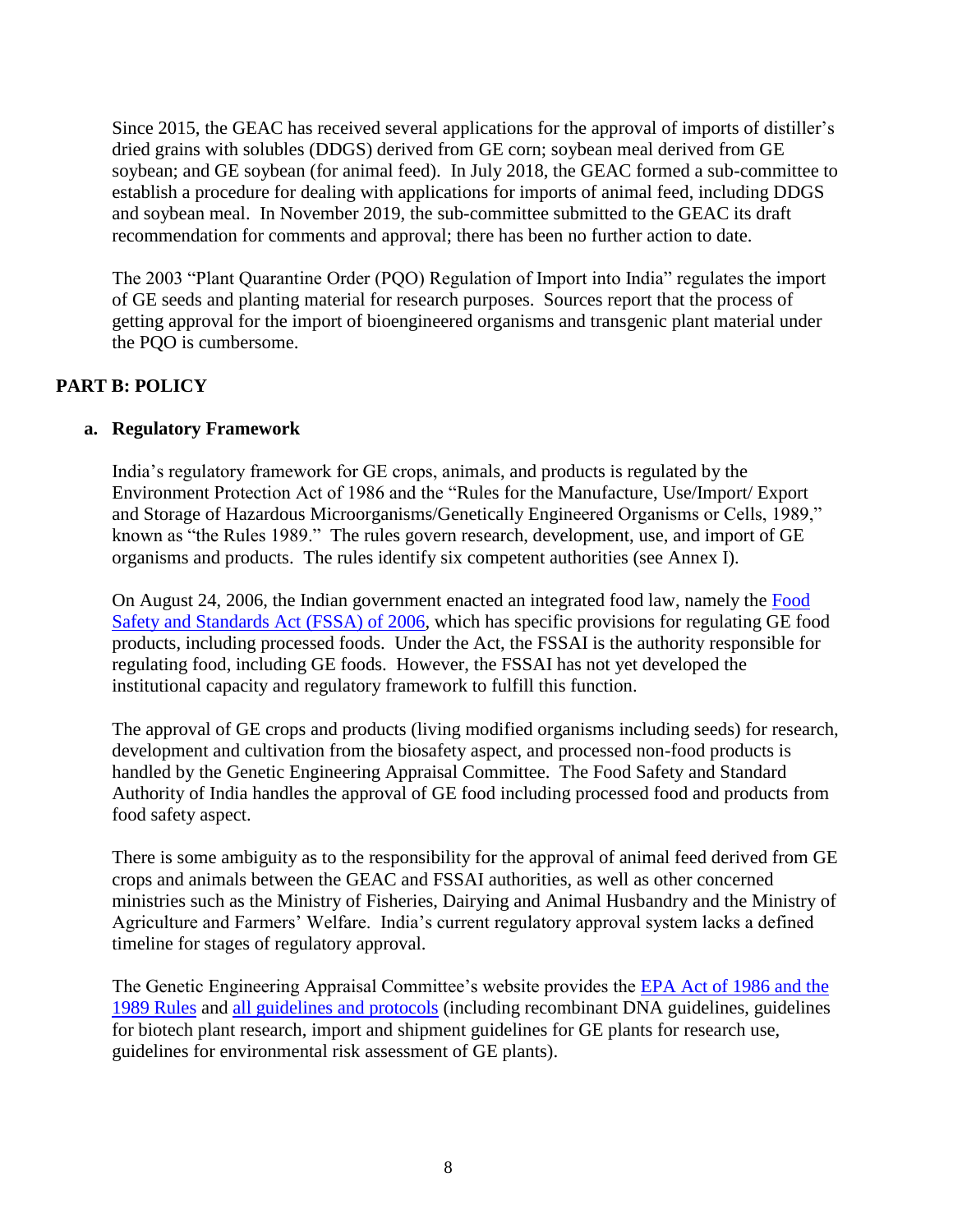Since 2015, the GEAC has received several applications for the approval of imports of distiller's dried grains with solubles (DDGS) derived from GE corn; soybean meal derived from GE soybean; and GE soybean (for animal feed). In July 2018, the GEAC formed a sub-committee to establish a procedure for dealing with applications for imports of animal feed, including DDGS and soybean meal. In November 2019, the sub-committee submitted to the GEAC its draft recommendation for comments and approval; there has been no further action to date.

The 2003 "Plant Quarantine Order (PQO) Regulation of Import into India" regulates the import of GE seeds and planting material for research purposes. Sources report that the process of getting approval for the import of bioengineered organisms and transgenic plant material under the PQO is cumbersome.

## PART B: POLICY

### a. Regulatory Framework

India's regulatory framework for GE crops, animals, and products is regulated by the Environment Protection Act of 1986 and the "Rules for the Manufacture, Use/Import/ Export and Storage of Hazardous Microorganisms/Genetically Engineered Organisms or Cells, 1989," known as "the Rules 1989." The rules govern research, development, use, and import of GE organisms and products. The rules identify six competent authorities (see Annex I).

On August 24, 2006, the Indian government enacted an integrated food law, namely the Food Safety and Standards Act (FSSA) of 2006, which has specific provisions for regulating GE food products, including processed foods. Under the Act, the FSSAI is the authority responsible for regulating food, including GE foods. However, the FSSAI has not yet developed the institutional capacity and regulatory framework to fulfill this function.

The approval of GE crops and products (living modified organisms including seeds) for research, development and cultivation from the biosafety aspect, and processed non-food products is handled by the Genetic Engineering Appraisal Committee. The Food Safety and Standard Authority of India handles the approval of GE food including processed food and products from food safety aspect.

There is some ambiguity as to the responsibility for the approval of animal feed derived from GE crops and animals between the GEAC and FSSAI authorities, as well as other concerned ministries such as the Ministry of Fisheries, Dairying and Animal Husbandry and the Ministry of Agriculture and Farmers' Welfare. India's current regulatory approval system lacks a defined timeline for stages of regulatory approval.

The Genetic Engineering Appraisal Committee's website provides the EPA Act of 1986 and the 1989 Rules and all guidelines and protocols (including recombinant DNA guidelines, guidelines for biotech plant research, import and shipment guidelines for GE plants for research use, guidelines for environmental risk assessment of GE plants).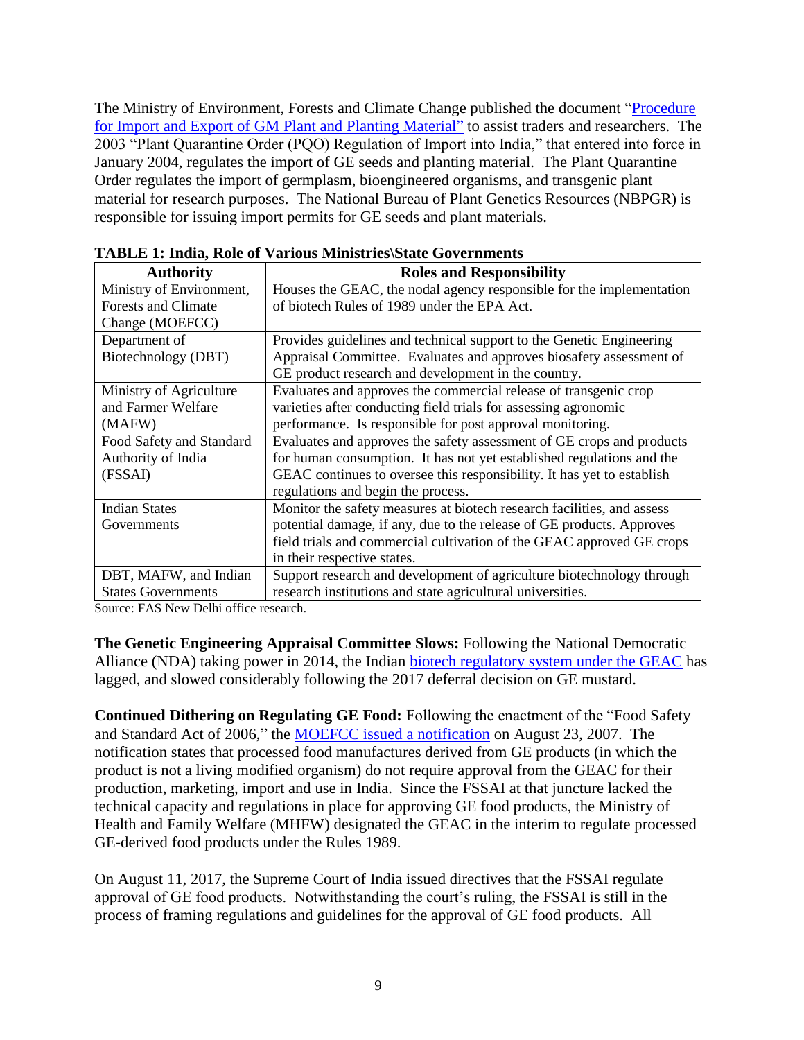The Ministry of Environment, Forests and Climate Change published the document "Procedure for Import and Export of GM Plant and Planting Material" to assist traders and researchers. The 2003 "Plant Quarantine Order (PQO) Regulation of Import into India," that entered into force in January 2004, regulates the import of GE seeds and planting material. The Plant Quarantine Order regulates the import of germplasm, bioengineered organisms, and transgenic plant material for research purposes. The National Bureau of Plant Genetics Resources (NBPGR) is responsible for issuing import permits for GE seeds and plant materials.

**TABLE 1: India, Role of Various Ministries\State Governments**

| Authority | Roles and Responsibility |
|---|---|
| Ministry of Environment, Forests and Climate Change (MOEFCC) | Houses the GEAC, the nodal agency responsible for the implementation of biotech Rules of 1989 under the EPA Act. |
| Department of Biotechnology (DBT) | Provides guidelines and technical support to the Genetic Engineering Appraisal Committee. Evaluates and approves biosafety assessment of GE product research and development in the country. |
| Ministry of Agriculture and Farmer Welfare (MAFW) | Evaluates and approves the commercial release of transgenic crop varieties after conducting field trials for assessing agronomic performance. Is responsible for post approval monitoring. |
| Food Safety and Standard Authority of India (FSSAI) | Evaluates and approves the safety assessment of GE crops and products for human consumption. It has not yet established regulations and the GEAC continues to oversee this responsibility. It has yet to establish regulations and begin the process. |
| Indian States Governments | Monitor the safety measures at biotech research facilities, and assess potential damage, if any, due to the release of GE products. Approves field trials and commercial cultivation of the GEAC approved GE crops in their respective states. |
| DBT, MAFW, and Indian States Governments | Support research and development of agriculture biotechnology through research institutions and state agricultural universities. |

Source: FAS New Delhi office research.

**The Genetic Engineering Appraisal Committee Slows:** Following the National Democratic Alliance (NDA) taking power in 2014, the Indian biotech regulatory system under the GEAC has lagged, and slowed considerably following the 2017 deferral decision on GE mustard.

**Continued Dithering on Regulating GE Food:** Following the enactment of the "Food Safety and Standard Act of 2006," the MOEFCC issued a notification on August 23, 2007. The notification states that processed food manufactures derived from GE products (in which the product is not a living modified organism) do not require approval from the GEAC for their production, marketing, import and use in India. Since the FSSAI at that juncture lacked the technical capacity and regulations in place for approving GE food products, the Ministry of Health and Family Welfare (MHFW) designated the GEAC in the interim to regulate processed GE-derived food products under the Rules 1989.

On August 11, 2017, the Supreme Court of India issued directives that the FSSAI regulate approval of GE food products. Notwithstanding the court's ruling, the FSSAI is still in the process of framing regulations and guidelines for the approval of GE food products. All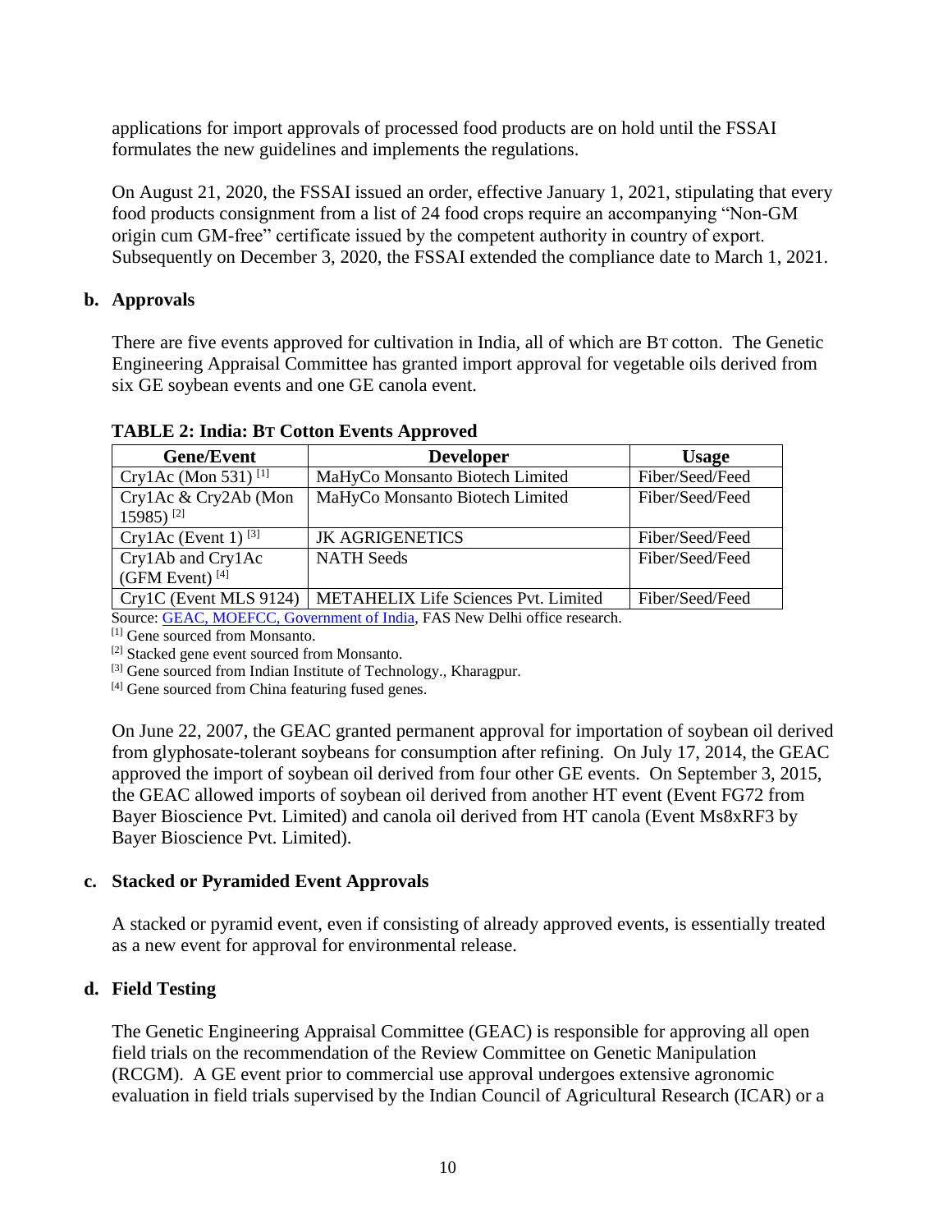applications for import approvals of processed food products are on hold until the FSSAI formulates the new guidelines and implements the regulations.

On August 21, 2020, the FSSAI issued an order, effective January 1, 2021, stipulating that every food products consignment from a list of 24 food crops require an accompanying "Non-GM origin cum GM-free" certificate issued by the competent authority in country of export. Subsequently on December 3, 2020, the FSSAI extended the compliance date to March 1, 2021.

## b. Approvals

There are five events approved for cultivation in India, all of which are BT cotton. The Genetic Engineering Appraisal Committee has granted import approval for vegetable oils derived from six GE soybean events and one GE canola event.

**TABLE 2: India: BT Cotton Events Approved**

| Gene/Event | Developer | Usage |
| --- | --- | --- |
| Cry1Ac (Mon 531) [1] | MaHyCo Monsanto Biotech Limited | Fiber/Seed/Feed |
| Cry1Ac & Cry2Ab (Mon 15985) [2] | MaHyCo Monsanto Biotech Limited | Fiber/Seed/Feed |
| Cry1Ac (Event 1) [3] | JK AGRIGENETICS | Fiber/Seed/Feed |
| Cry1Ab and Cry1Ac (GFM Event) [4] | NATH Seeds | Fiber/Seed/Feed |
| Cry1C (Event MLS 9124) | METAHELIX Life Sciences Pvt. Limited | Fiber/Seed/Feed |

Source: GEAC, MOEFCC, Government of India, FAS New Delhi office research.

[1] Gene sourced from Monsanto.

[2] Stacked gene event sourced from Monsanto.

[3] Gene sourced from Indian Institute of Technology., Kharagpur.

[4] Gene sourced from China featuring fused genes.

On June 22, 2007, the GEAC granted permanent approval for importation of soybean oil derived from glyphosate-tolerant soybeans for consumption after refining. On July 17, 2014, the GEAC approved the import of soybean oil derived from four other GE events. On September 3, 2015, the GEAC allowed imports of soybean oil derived from another HT event (Event FG72 from Bayer Bioscience Pvt. Limited) and canola oil derived from HT canola (Event Ms8xRF3 by Bayer Bioscience Pvt. Limited).

## c. Stacked or Pyramided Event Approvals

A stacked or pyramid event, even if consisting of already approved events, is essentially treated as a new event for approval for environmental release.

## d. Field Testing

The Genetic Engineering Appraisal Committee (GEAC) is responsible for approving all open field trials on the recommendation of the Review Committee on Genetic Manipulation (RCGM). A GE event prior to commercial use approval undergoes extensive agronomic evaluation in field trials supervised by the Indian Council of Agricultural Research (ICAR) or a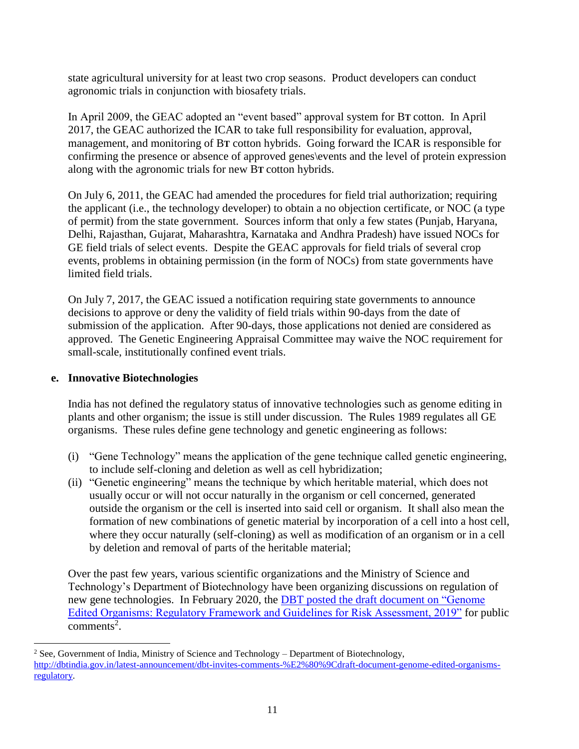state agricultural university for at least two crop seasons. Product developers can conduct agronomic trials in conjunction with biosafety trials.

In April 2009, the GEAC adopted an "event based" approval system for Bt cotton. In April 2017, the GEAC authorized the ICAR to take full responsibility for evaluation, approval, management, and monitoring of Bt cotton hybrids. Going forward the ICAR is responsible for confirming the presence or absence of approved genes\events and the level of protein expression along with the agronomic trials for new Bt cotton hybrids.

On July 6, 2011, the GEAC had amended the procedures for field trial authorization; requiring the applicant (i.e., the technology developer) to obtain a no objection certificate, or NOC (a type of permit) from the state government. Sources inform that only a few states (Punjab, Haryana, Delhi, Rajasthan, Gujarat, Maharashtra, Karnataka and Andhra Pradesh) have issued NOCs for GE field trials of select events. Despite the GEAC approvals for field trials of several crop events, problems in obtaining permission (in the form of NOCs) from state governments have limited field trials.

On July 7, 2017, the GEAC issued a notification requiring state governments to announce decisions to approve or deny the validity of field trials within 90-days from the date of submission of the application. After 90-days, those applications not denied are considered as approved. The Genetic Engineering Appraisal Committee may waive the NOC requirement for small-scale, institutionally confined event trials.

**e. Innovative Biotechnologies**

India has not defined the regulatory status of innovative technologies such as genome editing in plants and other organism; the issue is still under discussion. The Rules 1989 regulates all GE organisms. These rules define gene technology and genetic engineering as follows:

(i) "Gene Technology" means the application of the gene technique called genetic engineering, to include self-cloning and deletion as well as cell hybridization;

(ii) "Genetic engineering" means the technique by which heritable material, which does not usually occur or will not occur naturally in the organism or cell concerned, generated outside the organism or the cell is inserted into said cell or organism. It shall also mean the formation of new combinations of genetic material by incorporation of a cell into a host cell, where they occur naturally (self-cloning) as well as modification of an organism or in a cell by deletion and removal of parts of the heritable material;

Over the past few years, various scientific organizations and the Ministry of Science and Technology's Department of Biotechnology have been organizing discussions on regulation of new gene technologies. In February 2020, the DBT posted the draft document on "Genome Edited Organisms: Regulatory Framework and Guidelines for Risk Assessment, 2019" for public comments[2].

[2] See, Government of India, Ministry of Science and Technology – Department of Biotechnology, http://dbtindia.gov.in/latest-announcement/dbt-invites-comments-%E2%80%9Cdraft-document-genome-edited-organisms-regulatory.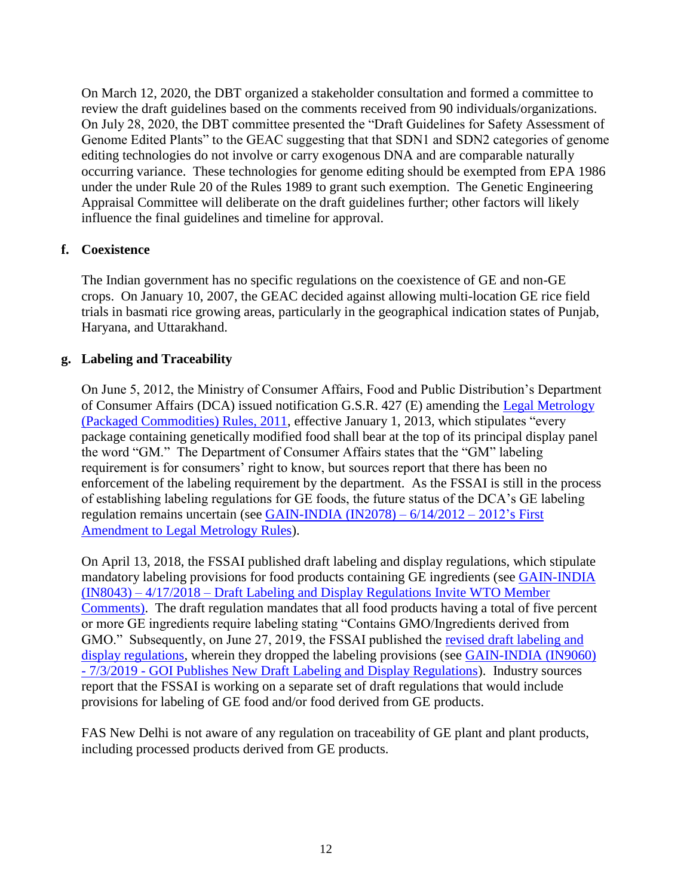On March 12, 2020, the DBT organized a stakeholder consultation and formed a committee to review the draft guidelines based on the comments received from 90 individuals/organizations. On July 28, 2020, the DBT committee presented the "Draft Guidelines for Safety Assessment of Genome Edited Plants" to the GEAC suggesting that that SDN1 and SDN2 categories of genome editing technologies do not involve or carry exogenous DNA and are comparable naturally occurring variance. These technologies for genome editing should be exempted from EPA 1986 under the under Rule 20 of the Rules 1989 to grant such exemption. The Genetic Engineering Appraisal Committee will deliberate on the draft guidelines further; other factors will likely influence the final guidelines and timeline for approval.

### f. Coexistence

The Indian government has no specific regulations on the coexistence of GE and non-GE crops. On January 10, 2007, the GEAC decided against allowing multi-location GE rice field trials in basmati rice growing areas, particularly in the geographical indication states of Punjab, Haryana, and Uttarakhand.

### g. Labeling and Traceability

On June 5, 2012, the Ministry of Consumer Affairs, Food and Public Distribution's Department of Consumer Affairs (DCA) issued notification G.S.R. 427 (E) amending the Legal Metrology (Packaged Commodities) Rules, 2011, effective January 1, 2013, which stipulates "every package containing genetically modified food shall bear at the top of its principal display panel the word "GM." The Department of Consumer Affairs states that the "GM" labeling requirement is for consumers' right to know, but sources report that there has been no enforcement of the labeling requirement by the department. As the FSSAI is still in the process of establishing labeling regulations for GE foods, the future status of the DCA's GE labeling regulation remains uncertain (see GAIN-INDIA (IN2078) – 6/14/2012 – 2012's First Amendment to Legal Metrology Rules).

On April 13, 2018, the FSSAI published draft labeling and display regulations, which stipulate mandatory labeling provisions for food products containing GE ingredients (see GAIN-INDIA (IN8043) – 4/17/2018 – Draft Labeling and Display Regulations Invite WTO Member Comments). The draft regulation mandates that all food products having a total of five percent or more GE ingredients require labeling stating "Contains GMO/Ingredients derived from GMO." Subsequently, on June 27, 2019, the FSSAI published the revised draft labeling and display regulations, wherein they dropped the labeling provisions (see GAIN-INDIA (IN9060) - 7/3/2019 - GOI Publishes New Draft Labeling and Display Regulations). Industry sources report that the FSSAI is working on a separate set of draft regulations that would include provisions for labeling of GE food and/or food derived from GE products.

FAS New Delhi is not aware of any regulation on traceability of GE plant and plant products, including processed products derived from GE products.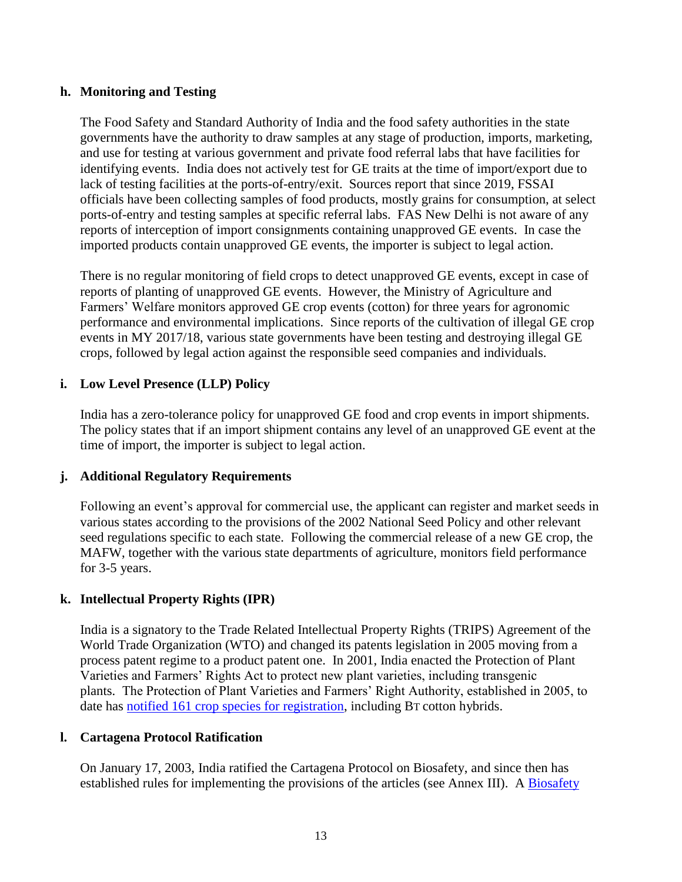### h. Monitoring and Testing

The Food Safety and Standard Authority of India and the food safety authorities in the state governments have the authority to draw samples at any stage of production, imports, marketing, and use for testing at various government and private food referral labs that have facilities for identifying events. India does not actively test for GE traits at the time of import/export due to lack of testing facilities at the ports-of-entry/exit. Sources report that since 2019, FSSAI officials have been collecting samples of food products, mostly grains for consumption, at select ports-of-entry and testing samples at specific referral labs. FAS New Delhi is not aware of any reports of interception of import consignments containing unapproved GE events. In case the imported products contain unapproved GE events, the importer is subject to legal action.

There is no regular monitoring of field crops to detect unapproved GE events, except in case of reports of planting of unapproved GE events. However, the Ministry of Agriculture and Farmers' Welfare monitors approved GE crop events (cotton) for three years for agronomic performance and environmental implications. Since reports of the cultivation of illegal GE crop events in MY 2017/18, various state governments have been testing and destroying illegal GE crops, followed by legal action against the responsible seed companies and individuals.

### i. Low Level Presence (LLP) Policy

India has a zero-tolerance policy for unapproved GE food and crop events in import shipments. The policy states that if an import shipment contains any level of an unapproved GE event at the time of import, the importer is subject to legal action.

### j. Additional Regulatory Requirements

Following an event's approval for commercial use, the applicant can register and market seeds in various states according to the provisions of the 2002 National Seed Policy and other relevant seed regulations specific to each state. Following the commercial release of a new GE crop, the MAFW, together with the various state departments of agriculture, monitors field performance for 3-5 years.

### k. Intellectual Property Rights (IPR)

India is a signatory to the Trade Related Intellectual Property Rights (TRIPS) Agreement of the World Trade Organization (WTO) and changed its patents legislation in 2005 moving from a process patent regime to a product patent one. In 2001, India enacted the Protection of Plant Varieties and Farmers' Rights Act to protect new plant varieties, including transgenic plants. The Protection of Plant Varieties and Farmers' Right Authority, established in 2005, to date has notified 161 crop species for registration, including BT cotton hybrids.

### l. Cartagena Protocol Ratification

On January 17, 2003, India ratified the Cartagena Protocol on Biosafety, and since then has established rules for implementing the provisions of the articles (see Annex III). A Biosafety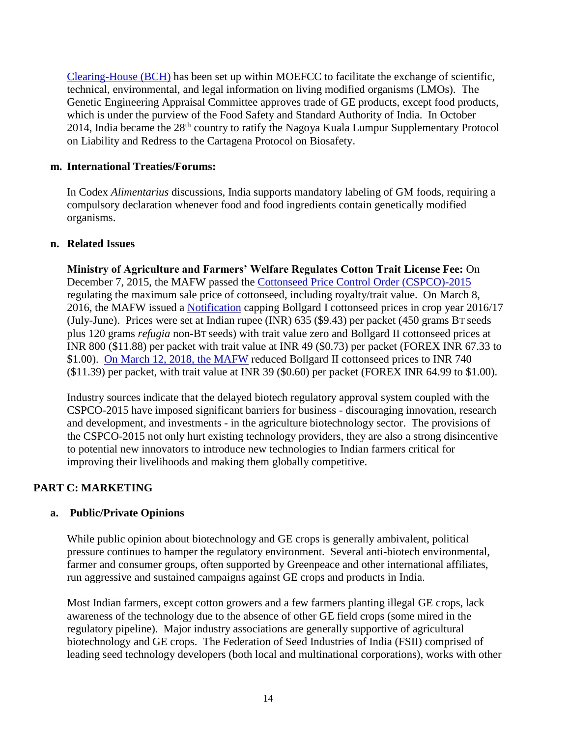Clearing-House (BCH) has been set up within MOEFCC to facilitate the exchange of scientific, technical, environmental, and legal information on living modified organisms (LMOs). The Genetic Engineering Appraisal Committee approves trade of GE products, except food products, which is under the purview of the Food Safety and Standard Authority of India. In October 2014, India became the 28th country to ratify the Nagoya Kuala Lumpur Supplementary Protocol on Liability and Redress to the Cartagena Protocol on Biosafety.

### m. International Treaties/Forums:

In Codex *Alimentarius* discussions, India supports mandatory labeling of GM foods, requiring a compulsory declaration whenever food and food ingredients contain genetically modified organisms.

### n. Related Issues

**Ministry of Agriculture and Farmers' Welfare Regulates Cotton Trait License Fee:** On December 7, 2015, the MAFW passed the Cottonseed Price Control Order (CSPCO)-2015 regulating the maximum sale price of cottonseed, including royalty/trait value. On March 8, 2016, the MAFW issued a Notification capping Bollgard I cottonseed prices in crop year 2016/17 (July-June). Prices were set at Indian rupee (INR) 635 ($9.43) per packet (450 grams BT seeds plus 120 grams *refugia* non-BT seeds) with trait value zero and Bollgard II cottonseed prices at INR 800 ($11.88) per packet with trait value at INR 49 ($0.73) per packet (FOREX INR 67.33 to $1.00). On March 12, 2018, the MAFW reduced Bollgard II cottonseed prices to INR 740 ($11.39) per packet, with trait value at INR 39 ($0.60) per packet (FOREX INR 64.99 to $1.00).

Industry sources indicate that the delayed biotech regulatory approval system coupled with the CSPCO-2015 have imposed significant barriers for business - discouraging innovation, research and development, and investments - in the agriculture biotechnology sector. The provisions of the CSPCO-2015 not only hurt existing technology providers, they are also a strong disincentive to potential new innovators to introduce new technologies to Indian farmers critical for improving their livelihoods and making them globally competitive.

## PART C: MARKETING

### a. Public/Private Opinions

While public opinion about biotechnology and GE crops is generally ambivalent, political pressure continues to hamper the regulatory environment. Several anti-biotech environmental, farmer and consumer groups, often supported by Greenpeace and other international affiliates, run aggressive and sustained campaigns against GE crops and products in India.

Most Indian farmers, except cotton growers and a few farmers planting illegal GE crops, lack awareness of the technology due to the absence of other GE field crops (some mired in the regulatory pipeline). Major industry associations are generally supportive of agricultural biotechnology and GE crops. The Federation of Seed Industries of India (FSII) comprised of leading seed technology developers (both local and multinational corporations), works with other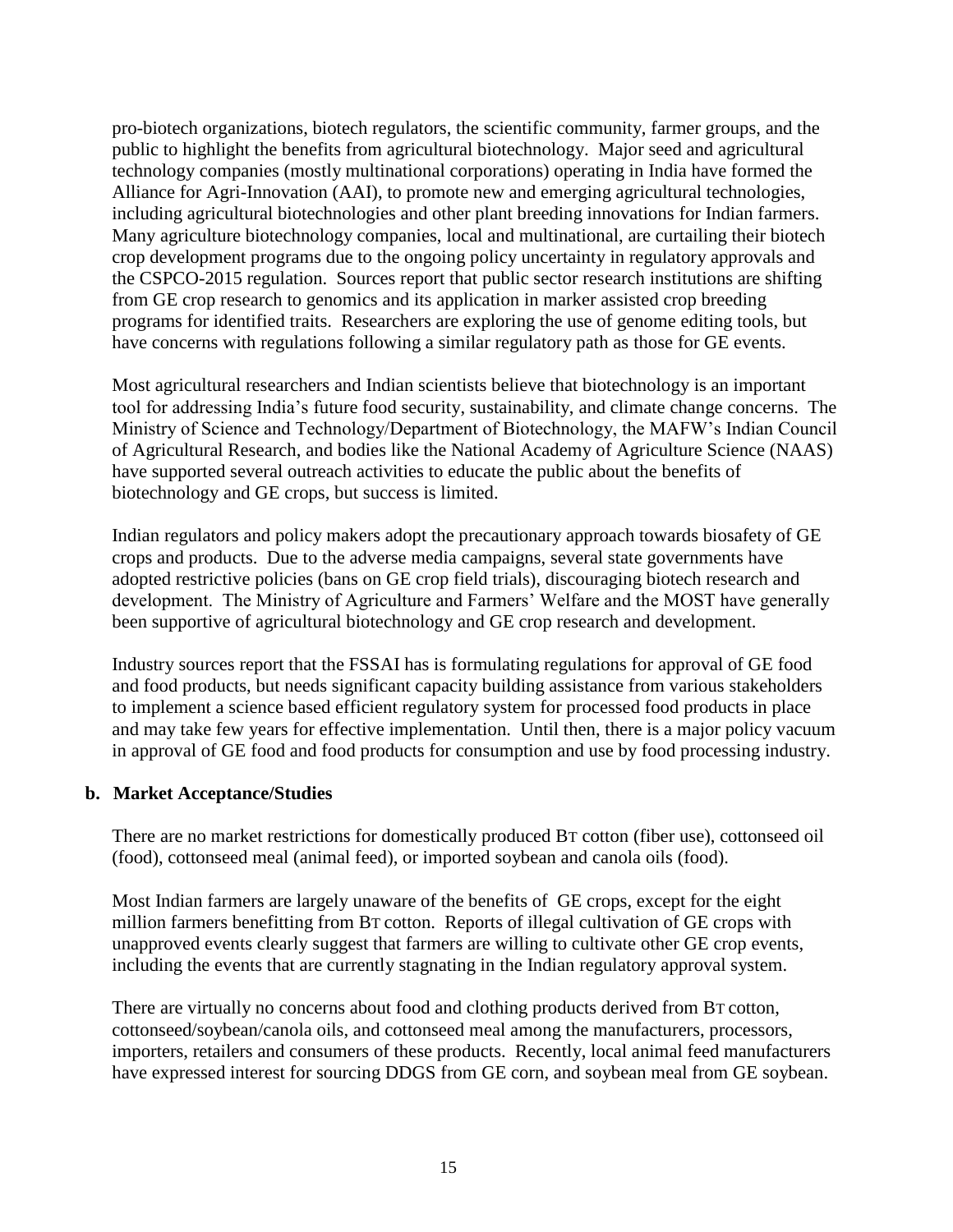pro-biotech organizations, biotech regulators, the scientific community, farmer groups, and the public to highlight the benefits from agricultural biotechnology. Major seed and agricultural technology companies (mostly multinational corporations) operating in India have formed the Alliance for Agri-Innovation (AAI), to promote new and emerging agricultural technologies, including agricultural biotechnologies and other plant breeding innovations for Indian farmers. Many agriculture biotechnology companies, local and multinational, are curtailing their biotech crop development programs due to the ongoing policy uncertainty in regulatory approvals and the CSPCO-2015 regulation. Sources report that public sector research institutions are shifting from GE crop research to genomics and its application in marker assisted crop breeding programs for identified traits. Researchers are exploring the use of genome editing tools, but have concerns with regulations following a similar regulatory path as those for GE events.

Most agricultural researchers and Indian scientists believe that biotechnology is an important tool for addressing India's future food security, sustainability, and climate change concerns. The Ministry of Science and Technology/Department of Biotechnology, the MAFW's Indian Council of Agricultural Research, and bodies like the National Academy of Agriculture Science (NAAS) have supported several outreach activities to educate the public about the benefits of biotechnology and GE crops, but success is limited.

Indian regulators and policy makers adopt the precautionary approach towards biosafety of GE crops and products. Due to the adverse media campaigns, several state governments have adopted restrictive policies (bans on GE crop field trials), discouraging biotech research and development. The Ministry of Agriculture and Farmers' Welfare and the MOST have generally been supportive of agricultural biotechnology and GE crop research and development.

Industry sources report that the FSSAI has is formulating regulations for approval of GE food and food products, but needs significant capacity building assistance from various stakeholders to implement a science based efficient regulatory system for processed food products in place and may take few years for effective implementation. Until then, there is a major policy vacuum in approval of GE food and food products for consumption and use by food processing industry.

**b. Market Acceptance/Studies**

There are no market restrictions for domestically produced BT cotton (fiber use), cottonseed oil (food), cottonseed meal (animal feed), or imported soybean and canola oils (food).

Most Indian farmers are largely unaware of the benefits of GE crops, except for the eight million farmers benefitting from BT cotton. Reports of illegal cultivation of GE crops with unapproved events clearly suggest that farmers are willing to cultivate other GE crop events, including the events that are currently stagnating in the Indian regulatory approval system.

There are virtually no concerns about food and clothing products derived from BT cotton, cottonseed/soybean/canola oils, and cottonseed meal among the manufacturers, processors, importers, retailers and consumers of these products. Recently, local animal feed manufacturers have expressed interest for sourcing DDGS from GE corn, and soybean meal from GE soybean.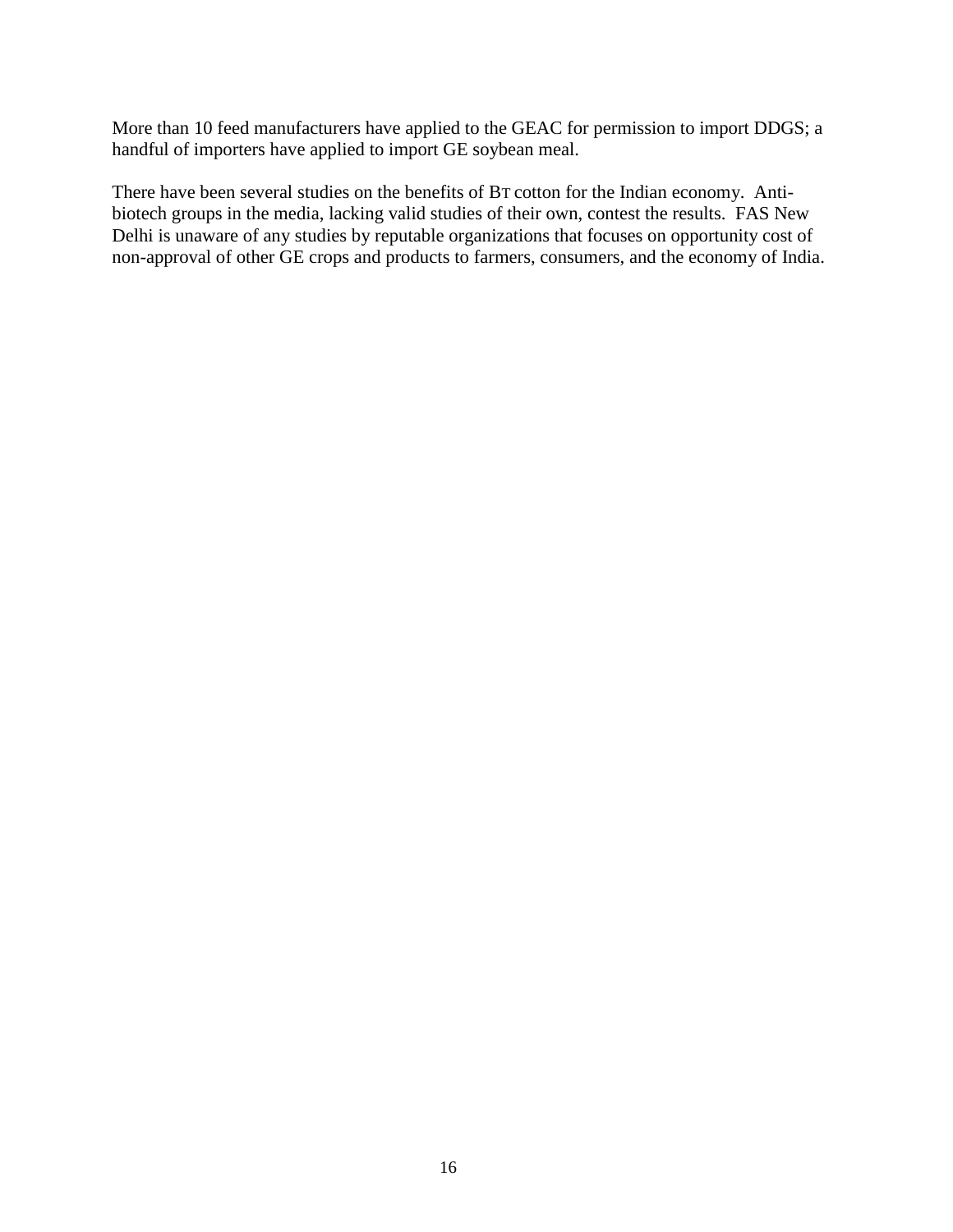More than 10 feed manufacturers have applied to the GEAC for permission to import DDGS; a handful of importers have applied to import GE soybean meal.

There have been several studies on the benefits of BT cotton for the Indian economy. Anti-biotech groups in the media, lacking valid studies of their own, contest the results. FAS New Delhi is unaware of any studies by reputable organizations that focuses on opportunity cost of non-approval of other GE crops and products to farmers, consumers, and the economy of India.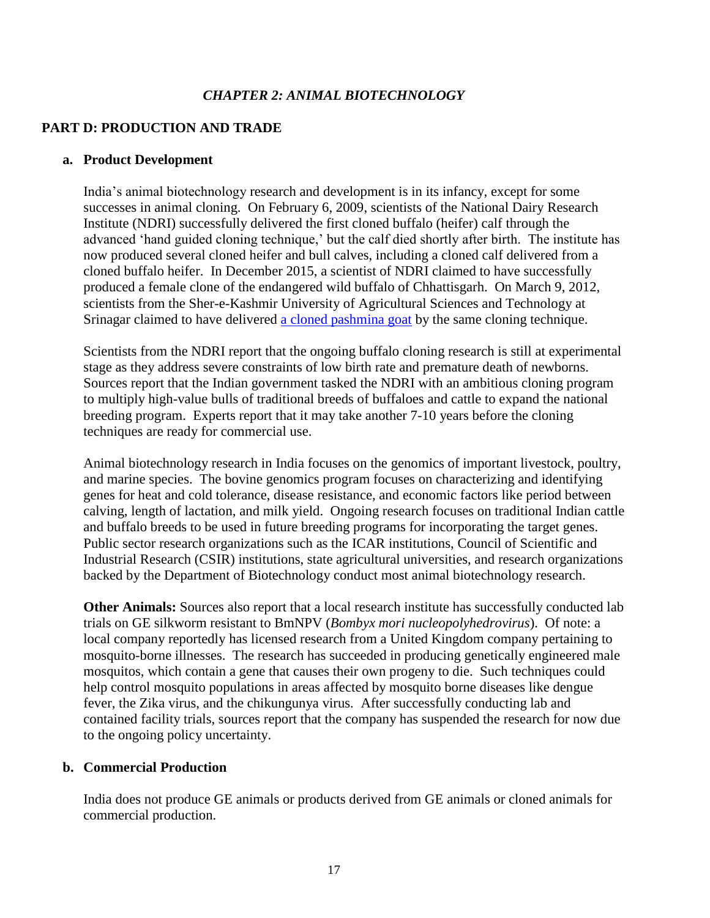*CHAPTER 2: ANIMAL BIOTECHNOLOGY*

## PART D: PRODUCTION AND TRADE

### a. Product Development

India's animal biotechnology research and development is in its infancy, except for some successes in animal cloning. On February 6, 2009, scientists of the National Dairy Research Institute (NDRI) successfully delivered the first cloned buffalo (heifer) calf through the advanced 'hand guided cloning technique,' but the calf died shortly after birth. The institute has now produced several cloned heifer and bull calves, including a cloned calf delivered from a cloned buffalo heifer. In December 2015, a scientist of NDRI claimed to have successfully produced a female clone of the endangered wild buffalo of Chhattisgarh. On March 9, 2012, scientists from the Sher-e-Kashmir University of Agricultural Sciences and Technology at Srinagar claimed to have delivered a cloned pashmina goat by the same cloning technique.

Scientists from the NDRI report that the ongoing buffalo cloning research is still at experimental stage as they address severe constraints of low birth rate and premature death of newborns. Sources report that the Indian government tasked the NDRI with an ambitious cloning program to multiply high-value bulls of traditional breeds of buffaloes and cattle to expand the national breeding program. Experts report that it may take another 7-10 years before the cloning techniques are ready for commercial use.

Animal biotechnology research in India focuses on the genomics of important livestock, poultry, and marine species. The bovine genomics program focuses on characterizing and identifying genes for heat and cold tolerance, disease resistance, and economic factors like period between calving, length of lactation, and milk yield. Ongoing research focuses on traditional Indian cattle and buffalo breeds to be used in future breeding programs for incorporating the target genes. Public sector research organizations such as the ICAR institutions, Council of Scientific and Industrial Research (CSIR) institutions, state agricultural universities, and research organizations backed by the Department of Biotechnology conduct most animal biotechnology research.

**Other Animals:** Sources also report that a local research institute has successfully conducted lab trials on GE silkworm resistant to BmNPV (*Bombyx mori nucleopolyhedrovirus*). Of note: a local company reportedly has licensed research from a United Kingdom company pertaining to mosquito-borne illnesses. The research has succeeded in producing genetically engineered male mosquitos, which contain a gene that causes their own progeny to die. Such techniques could help control mosquito populations in areas affected by mosquito borne diseases like dengue fever, the Zika virus, and the chikungunya virus. After successfully conducting lab and contained facility trials, sources report that the company has suspended the research for now due to the ongoing policy uncertainty.

### b. Commercial Production

India does not produce GE animals or products derived from GE animals or cloned animals for commercial production.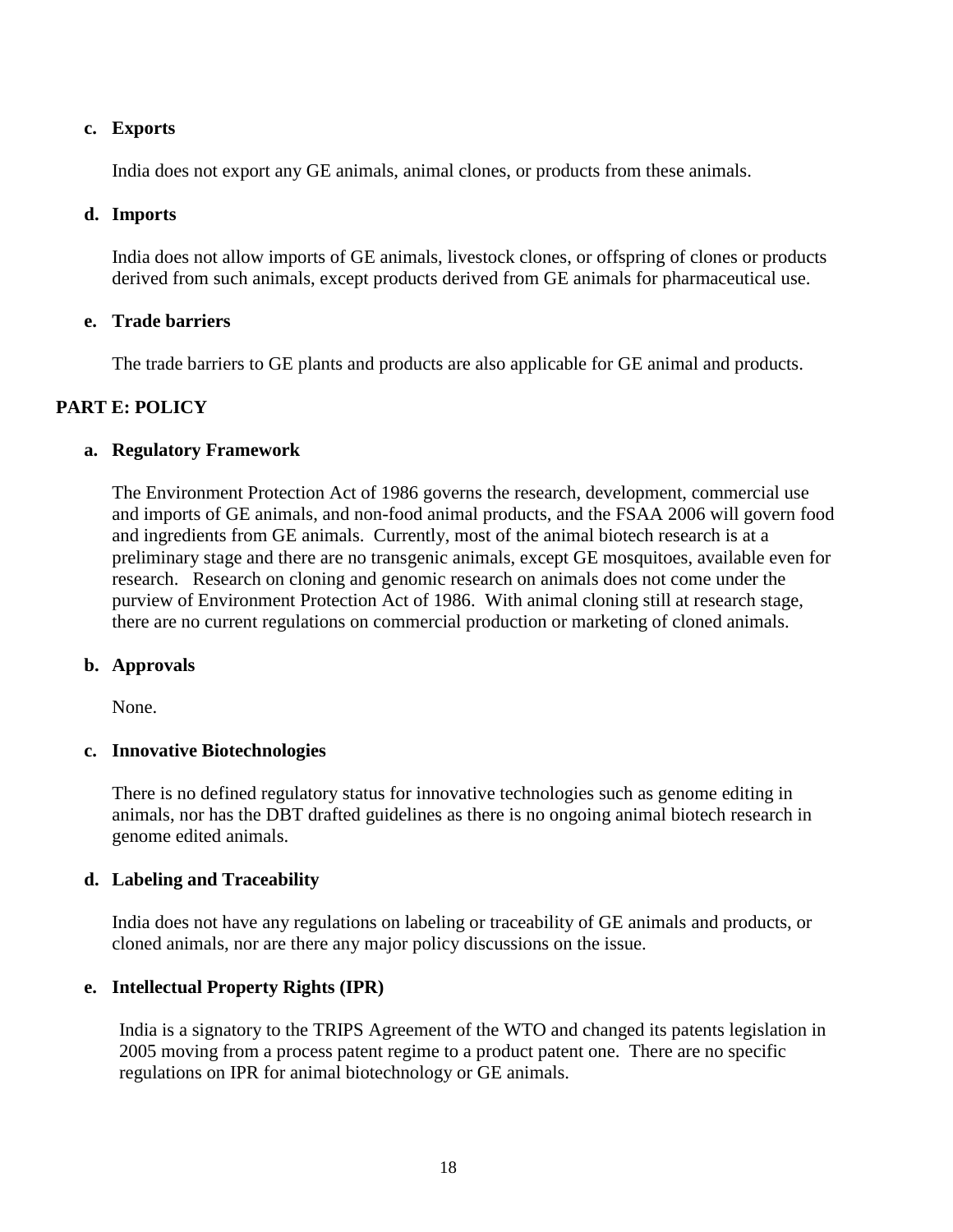### c. Exports

India does not export any GE animals, animal clones, or products from these animals.

### d. Imports

India does not allow imports of GE animals, livestock clones, or offspring of clones or products derived from such animals, except products derived from GE animals for pharmaceutical use.

### e. Trade barriers

The trade barriers to GE plants and products are also applicable for GE animal and products.

## PART E: POLICY

### a. Regulatory Framework

The Environment Protection Act of 1986 governs the research, development, commercial use and imports of GE animals, and non-food animal products, and the FSAA 2006 will govern food and ingredients from GE animals. Currently, most of the animal biotech research is at a preliminary stage and there are no transgenic animals, except GE mosquitoes, available even for research. Research on cloning and genomic research on animals does not come under the purview of Environment Protection Act of 1986. With animal cloning still at research stage, there are no current regulations on commercial production or marketing of cloned animals.

### b. Approvals

None.

### c. Innovative Biotechnologies

There is no defined regulatory status for innovative technologies such as genome editing in animals, nor has the DBT drafted guidelines as there is no ongoing animal biotech research in genome edited animals.

### d. Labeling and Traceability

India does not have any regulations on labeling or traceability of GE animals and products, or cloned animals, nor are there any major policy discussions on the issue.

### e. Intellectual Property Rights (IPR)

India is a signatory to the TRIPS Agreement of the WTO and changed its patents legislation in 2005 moving from a process patent regime to a product patent one. There are no specific regulations on IPR for animal biotechnology or GE animals.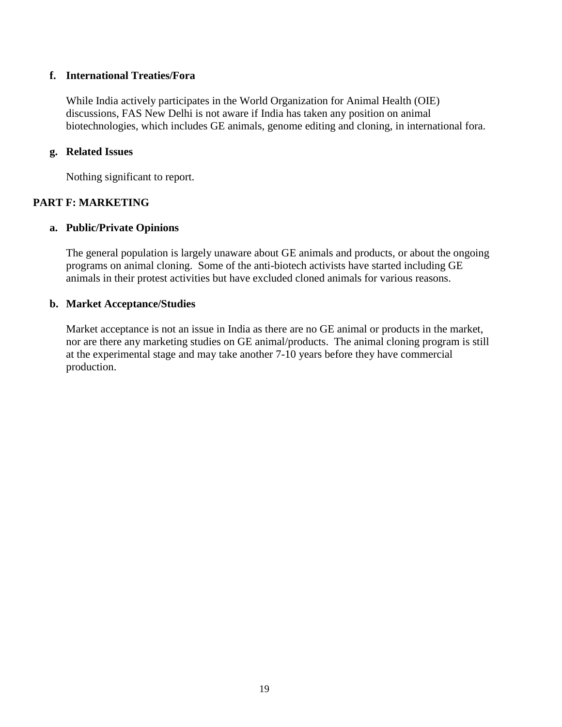### f. International Treaties/Fora

While India actively participates in the World Organization for Animal Health (OIE) discussions, FAS New Delhi is not aware if India has taken any position on animal biotechnologies, which includes GE animals, genome editing and cloning, in international fora.

### g. Related Issues

Nothing significant to report.

## PART F: MARKETING

### a. Public/Private Opinions

The general population is largely unaware about GE animals and products, or about the ongoing programs on animal cloning. Some of the anti-biotech activists have started including GE animals in their protest activities but have excluded cloned animals for various reasons.

### b. Market Acceptance/Studies

Market acceptance is not an issue in India as there are no GE animal or products in the market, nor are there any marketing studies on GE animal/products. The animal cloning program is still at the experimental stage and may take another 7-10 years before they have commercial production.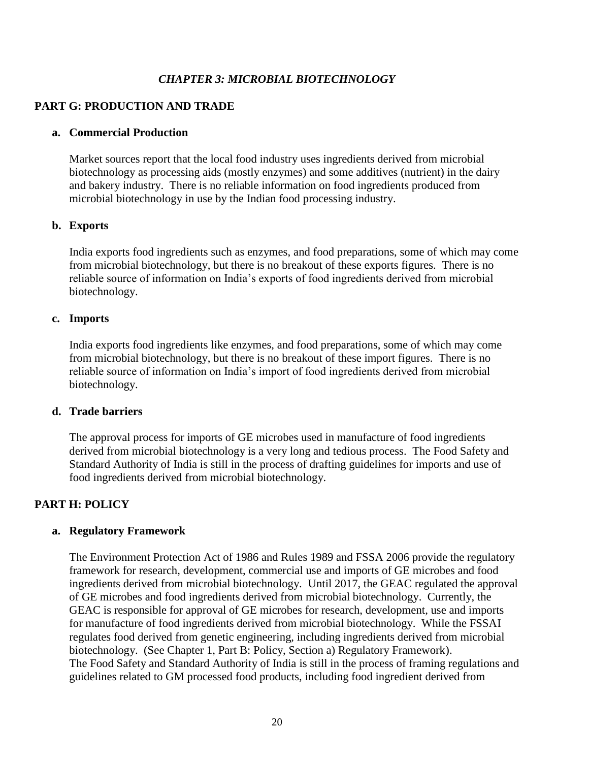### *CHAPTER 3: MICROBIAL BIOTECHNOLOGY*

## PART G: PRODUCTION AND TRADE

### a. Commercial Production

Market sources report that the local food industry uses ingredients derived from microbial biotechnology as processing aids (mostly enzymes) and some additives (nutrient) in the dairy and bakery industry. There is no reliable information on food ingredients produced from microbial biotechnology in use by the Indian food processing industry.

### b. Exports

India exports food ingredients such as enzymes, and food preparations, some of which may come from microbial biotechnology, but there is no breakout of these exports figures. There is no reliable source of information on India's exports of food ingredients derived from microbial biotechnology.

### c. Imports

India exports food ingredients like enzymes, and food preparations, some of which may come from microbial biotechnology, but there is no breakout of these import figures. There is no reliable source of information on India's import of food ingredients derived from microbial biotechnology.

### d. Trade barriers

The approval process for imports of GE microbes used in manufacture of food ingredients derived from microbial biotechnology is a very long and tedious process. The Food Safety and Standard Authority of India is still in the process of drafting guidelines for imports and use of food ingredients derived from microbial biotechnology.

## PART H: POLICY

### a. Regulatory Framework

The Environment Protection Act of 1986 and Rules 1989 and FSSA 2006 provide the regulatory framework for research, development, commercial use and imports of GE microbes and food ingredients derived from microbial biotechnology. Until 2017, the GEAC regulated the approval of GE microbes and food ingredients derived from microbial biotechnology. Currently, the GEAC is responsible for approval of GE microbes for research, development, use and imports for manufacture of food ingredients derived from microbial biotechnology. While the FSSAI regulates food derived from genetic engineering, including ingredients derived from microbial biotechnology. (See Chapter 1, Part B: Policy, Section a) Regulatory Framework).
The Food Safety and Standard Authority of India is still in the process of framing regulations and guidelines related to GM processed food products, including food ingredient derived from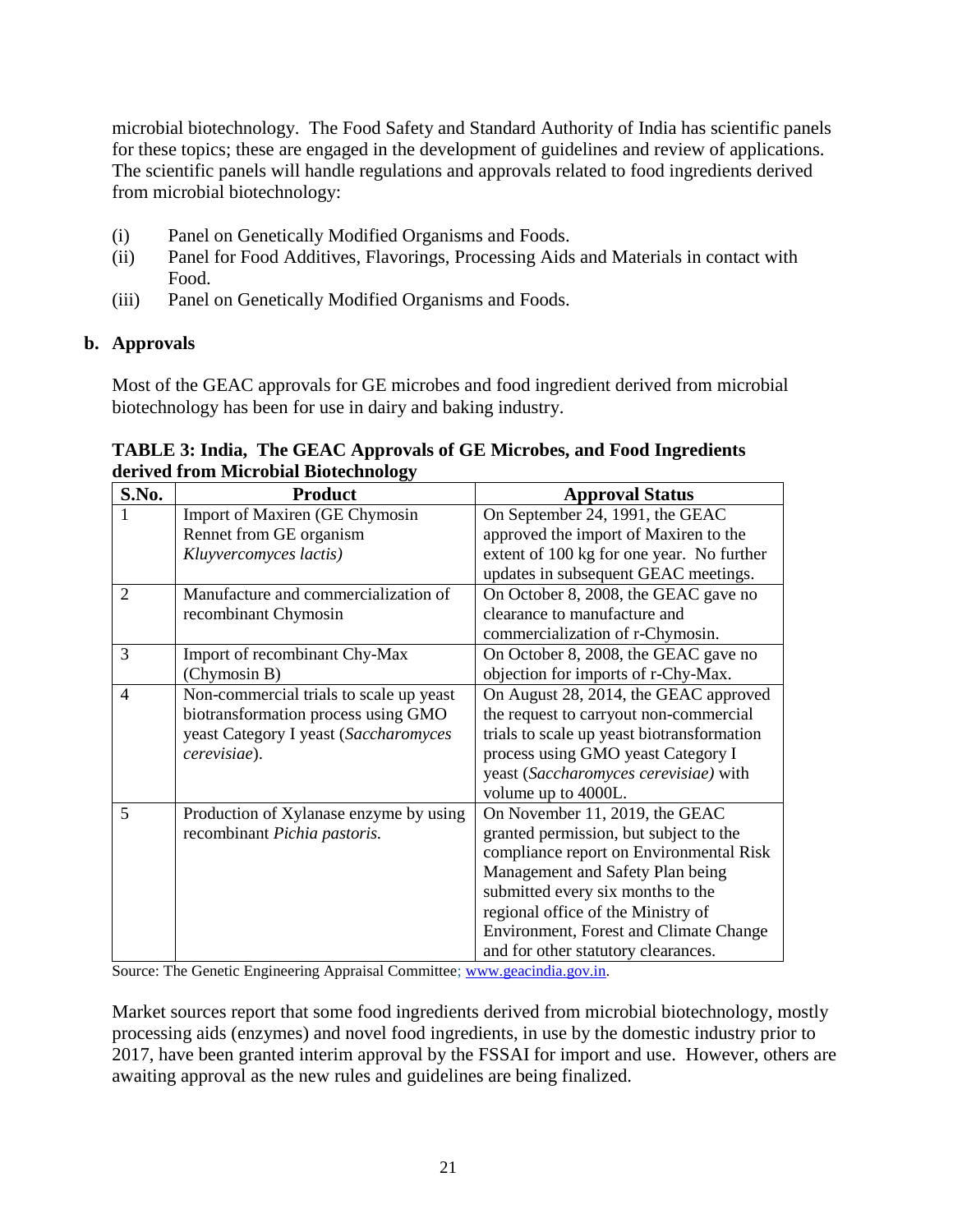microbial biotechnology. The Food Safety and Standard Authority of India has scientific panels for these topics; these are engaged in the development of guidelines and review of applications. The scientific panels will handle regulations and approvals related to food ingredients derived from microbial biotechnology:

(i) Panel on Genetically Modified Organisms and Foods.
(ii) Panel for Food Additives, Flavorings, Processing Aids and Materials in contact with Food.
(iii) Panel on Genetically Modified Organisms and Foods.

**b. Approvals**

Most of the GEAC approvals for GE microbes and food ingredient derived from microbial biotechnology has been for use in dairy and baking industry.

**TABLE 3: India, The GEAC Approvals of GE Microbes, and Food Ingredients derived from Microbial Biotechnology**

| S.No. | Product | Approval Status |
|---|---|---|
| 1 | Import of Maxiren (GE Chymosin Rennet from GE organism *Kluyvercomyces lactis)* | On September 24, 1991, the GEAC approved the import of Maxiren to the extent of 100 kg for one year. No further updates in subsequent GEAC meetings. |
| 2 | Manufacture and commercialization of recombinant Chymosin | On October 8, 2008, the GEAC gave no clearance to manufacture and commercialization of r-Chymosin. |
| 3 | Import of recombinant Chy-Max (Chymosin B) | On October 8, 2008, the GEAC gave no objection for imports of r-Chy-Max. |
| 4 | Non-commercial trials to scale up yeast biotransformation process using GMO yeast Category I yeast (*Saccharomyces cerevisiae*). | On August 28, 2014, the GEAC approved the request to carryout non-commercial trials to scale up yeast biotransformation process using GMO yeast Category I yeast (*Saccharomyces cerevisiae)* with volume up to 4000L. |
| 5 | Production of Xylanase enzyme by using recombinant *Pichia pastoris.* | On November 11, 2019, the GEAC granted permission, but subject to the compliance report on Environmental Risk Management and Safety Plan being submitted every six months to the regional office of the Ministry of Environment, Forest and Climate Change and for other statutory clearances. |

Source: The Genetic Engineering Appraisal Committee; www.geacindia.gov.in.

Market sources report that some food ingredients derived from microbial biotechnology, mostly processing aids (enzymes) and novel food ingredients, in use by the domestic industry prior to 2017, have been granted interim approval by the FSSAI for import and use. However, others are awaiting approval as the new rules and guidelines are being finalized.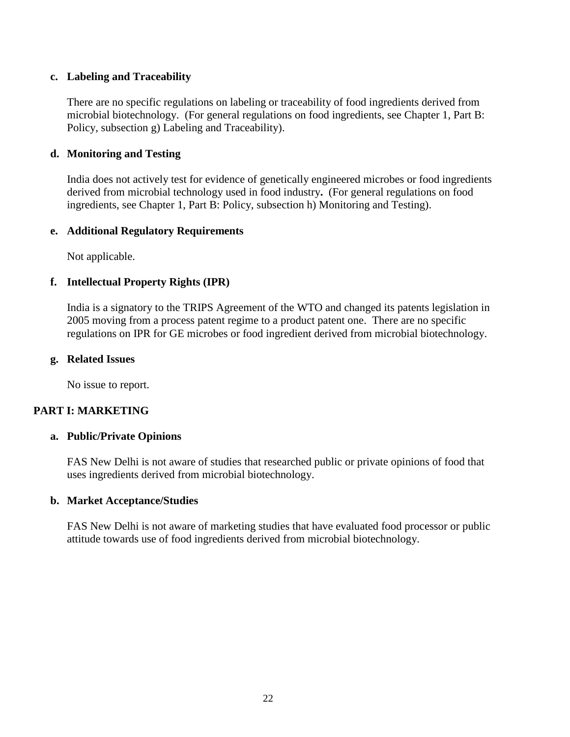### c. Labeling and Traceability

There are no specific regulations on labeling or traceability of food ingredients derived from microbial biotechnology. (For general regulations on food ingredients, see Chapter 1, Part B: Policy, subsection g) Labeling and Traceability).

### d. Monitoring and Testing

India does not actively test for evidence of genetically engineered microbes or food ingredients derived from microbial technology used in food industry**.** (For general regulations on food ingredients, see Chapter 1, Part B: Policy, subsection h) Monitoring and Testing).

### e. Additional Regulatory Requirements

Not applicable.

### f. Intellectual Property Rights (IPR)

India is a signatory to the TRIPS Agreement of the WTO and changed its patents legislation in 2005 moving from a process patent regime to a product patent one. There are no specific regulations on IPR for GE microbes or food ingredient derived from microbial biotechnology.

### g. Related Issues

No issue to report.

## PART I: MARKETING

### a. Public/Private Opinions

FAS New Delhi is not aware of studies that researched public or private opinions of food that uses ingredients derived from microbial biotechnology.

### b. Market Acceptance/Studies

FAS New Delhi is not aware of marketing studies that have evaluated food processor or public attitude towards use of food ingredients derived from microbial biotechnology.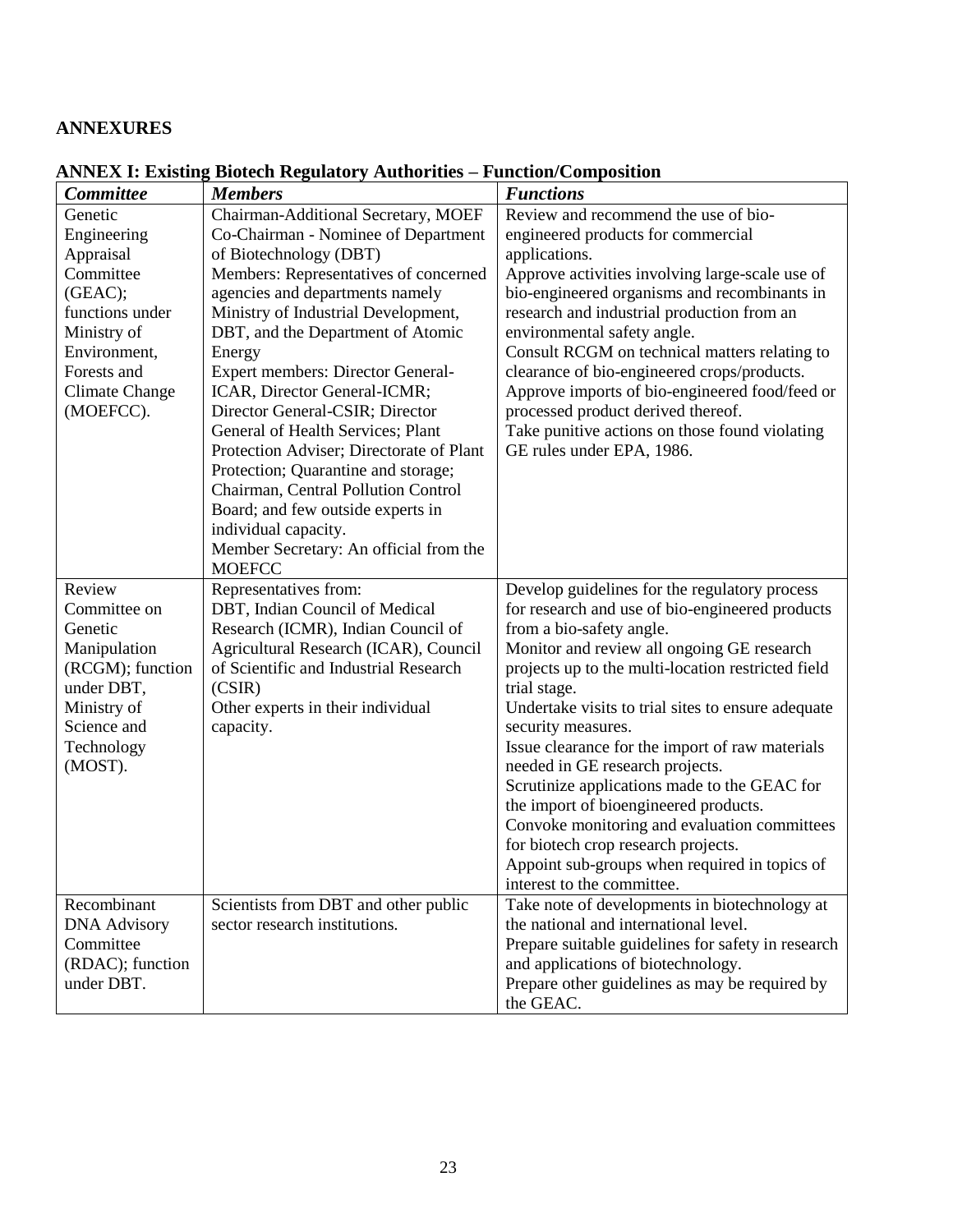## ANNEXURES

### ANNEX I: Existing Biotech Regulatory Authorities – Function/Composition

| ***Committee*** | ***Members*** | ***Functions*** |
|---|---|---|
| Genetic Engineering Appraisal Committee (GEAC); functions under Ministry of Environment, Forests and Climate Change (MOEFCC). | Chairman-Additional Secretary, MOEF<br>Co-Chairman - Nominee of Department of Biotechnology (DBT)<br>Members: Representatives of concerned agencies and departments namely Ministry of Industrial Development, DBT, and the Department of Atomic Energy<br>Expert members: Director General-ICAR, Director General-ICMR; Director General-CSIR; Director General of Health Services; Plant Protection Adviser; Directorate of Plant Protection; Quarantine and storage; Chairman, Central Pollution Control Board; and few outside experts in individual capacity.<br>Member Secretary: An official from the MOEFCC | Review and recommend the use of bio-engineered products for commercial applications.<br>Approve activities involving large-scale use of bio-engineered organisms and recombinants in research and industrial production from an environmental safety angle.<br>Consult RCGM on technical matters relating to clearance of bio-engineered crops/products.<br>Approve imports of bio-engineered food/feed or processed product derived thereof.<br>Take punitive actions on those found violating GE rules under EPA, 1986. |
| Review Committee on Genetic Manipulation (RCGM); function under DBT, Ministry of Science and Technology (MOST). | Representatives from:<br>DBT, Indian Council of Medical Research (ICMR), Indian Council of Agricultural Research (ICAR), Council of Scientific and Industrial Research (CSIR)<br>Other experts in their individual capacity. | Develop guidelines for the regulatory process for research and use of bio-engineered products from a bio-safety angle.<br>Monitor and review all ongoing GE research projects up to the multi-location restricted field trial stage.<br>Undertake visits to trial sites to ensure adequate security measures.<br>Issue clearance for the import of raw materials needed in GE research projects.<br>Scrutinize applications made to the GEAC for the import of bioengineered products.<br>Convoke monitoring and evaluation committees for biotech crop research projects.<br>Appoint sub-groups when required in topics of interest to the committee. |
| Recombinant DNA Advisory Committee (RDAC); function under DBT. | Scientists from DBT and other public sector research institutions. | Take note of developments in biotechnology at the national and international level.<br>Prepare suitable guidelines for safety in research and applications of biotechnology.<br>Prepare other guidelines as may be required by the GEAC. |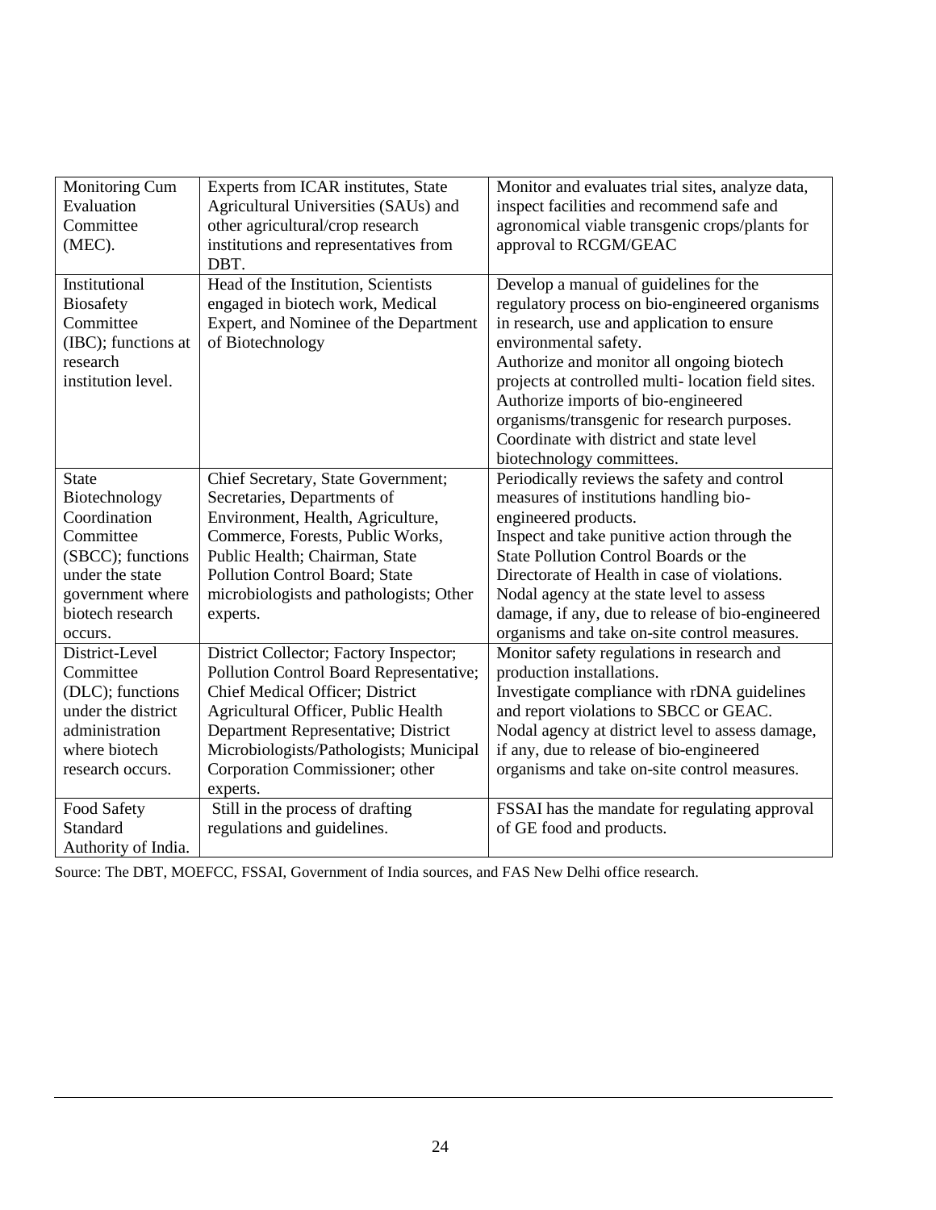| | | |
|---|---|---|
| Monitoring Cum Evaluation Committee (MEC). | Experts from ICAR institutes, State Agricultural Universities (SAUs) and other agricultural/crop research institutions and representatives from DBT. | Monitor and evaluates trial sites, analyze data, inspect facilities and recommend safe and agronomical viable transgenic crops/plants for approval to RCGM/GEAC |
| Institutional Biosafety Committee (IBC); functions at research institution level. | Head of the Institution, Scientists engaged in biotech work, Medical Expert, and Nominee of the Department of Biotechnology | Develop a manual of guidelines for the regulatory process on bio-engineered organisms in research, use and application to ensure environmental safety.<br>Authorize and monitor all ongoing biotech projects at controlled multi- location field sites.<br>Authorize imports of bio-engineered organisms/transgenic for research purposes.<br>Coordinate with district and state level biotechnology committees. |
| State Biotechnology Coordination Committee (SBCC); functions under the state government where biotech research occurs. | Chief Secretary, State Government; Secretaries, Departments of Environment, Health, Agriculture, Commerce, Forests, Public Works, Public Health; Chairman, State Pollution Control Board; State microbiologists and pathologists; Other experts. | Periodically reviews the safety and control measures of institutions handling bio-engineered products.<br>Inspect and take punitive action through the State Pollution Control Boards or the Directorate of Health in case of violations.<br>Nodal agency at the state level to assess damage, if any, due to release of bio-engineered organisms and take on-site control measures. |
| District-Level Committee (DLC); functions under the district administration where biotech research occurs. | District Collector; Factory Inspector; Pollution Control Board Representative; Chief Medical Officer; District Agricultural Officer, Public Health Department Representative; District Microbiologists/Pathologists; Municipal Corporation Commissioner; other experts. | Monitor safety regulations in research and production installations.<br>Investigate compliance with rDNA guidelines and report violations to SBCC or GEAC.<br>Nodal agency at district level to assess damage, if any, due to release of bio-engineered organisms and take on-site control measures. |
| Food Safety Standard Authority of India. | Still in the process of drafting regulations and guidelines. | FSSAI has the mandate for regulating approval of GE food and products. |

Source: The DBT, MOEFCC, FSSAI, Government of India sources, and FAS New Delhi office research.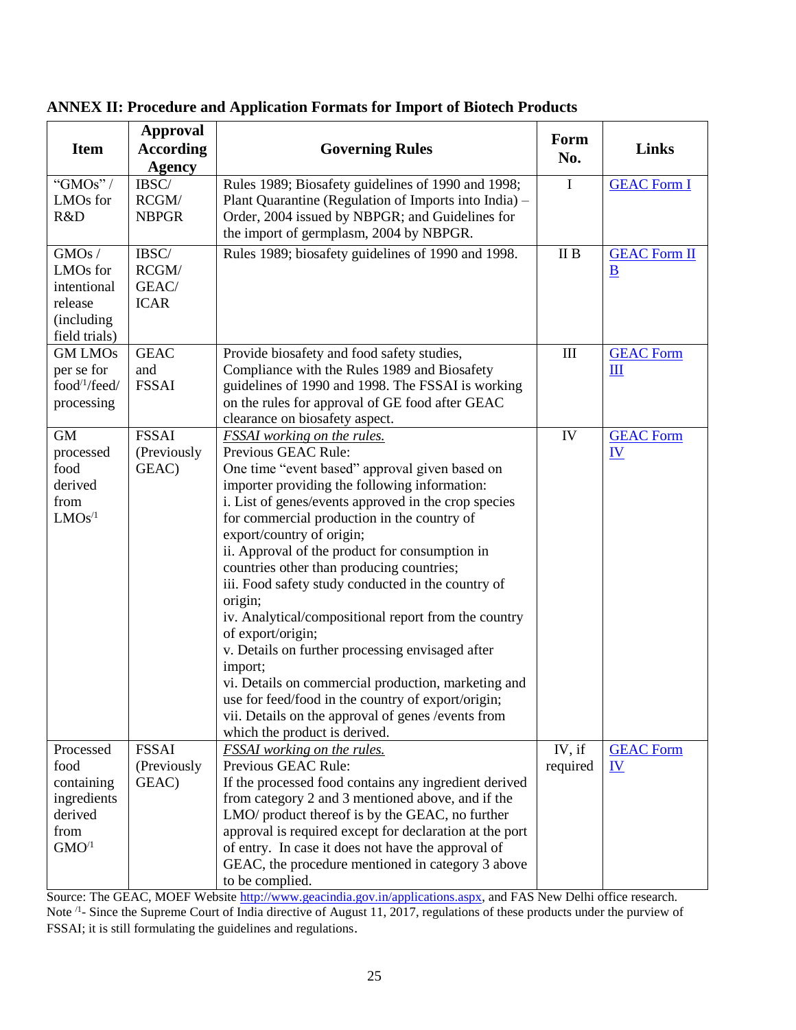## ANNEX II: Procedure and Application Formats for Import of Biotech Products

| Item | Approval According Agency | Governing Rules | Form No. | Links |
|---|---|---|---|---|
| "GMOs" / LMOs for R&D | IBSC/ RCGM/ NBPGR | Rules 1989; Biosafety guidelines of 1990 and 1998; Plant Quarantine (Regulation of Imports into India) – Order, 2004 issued by NBPGR; and Guidelines for the import of germplasm, 2004 by NBPGR. | I | GEAC Form I |
| GMOs / LMOs for intentional release (including field trials) | IBSC/ RCGM/ GEAC/ ICAR | Rules 1989; biosafety guidelines of 1990 and 1998. | II B | GEAC Form II B |
| GM LMOs per se for food[/1]/feed/ processing | GEAC and FSSAI | Provide biosafety and food safety studies, Compliance with the Rules 1989 and Biosafety guidelines of 1990 and 1998. The FSSAI is working on the rules for approval of GE food after GEAC clearance on biosafety aspect. | III | GEAC Form III |
| GM processed food derived from LMOs[/1] | FSSAI (Previously GEAC) | *FSSAI working on the rules.*<br>Previous GEAC Rule:<br>One time "event based" approval given based on importer providing the following information:<br>i. List of genes/events approved in the crop species for commercial production in the country of export/country of origin;<br>ii. Approval of the product for consumption in countries other than producing countries;<br>iii. Food safety study conducted in the country of origin;<br>iv. Analytical/compositional report from the country of export/origin;<br>v. Details on further processing envisaged after import;<br>vi. Details on commercial production, marketing and use for feed/food in the country of export/origin;<br>vii. Details on the approval of genes /events from which the product is derived. | IV | GEAC Form IV |
| Processed food containing ingredients derived from GMO[/1] | FSSAI (Previously GEAC) | *FSSAI working on the rules.*<br>Previous GEAC Rule:<br>If the processed food contains any ingredient derived from category 2 and 3 mentioned above, and if the LMO/ product thereof is by the GEAC, no further approval is required except for declaration at the port of entry. In case it does not have the approval of GEAC, the procedure mentioned in category 3 above to be complied. | IV, if required | GEAC Form IV |

Source: The GEAC, MOEF Website http://www.geacindia.gov.in/applications.aspx, and FAS New Delhi office research.
Note [/1]- Since the Supreme Court of India directive of August 11, 2017, regulations of these products under the purview of FSSAI; it is still formulating the guidelines and regulations.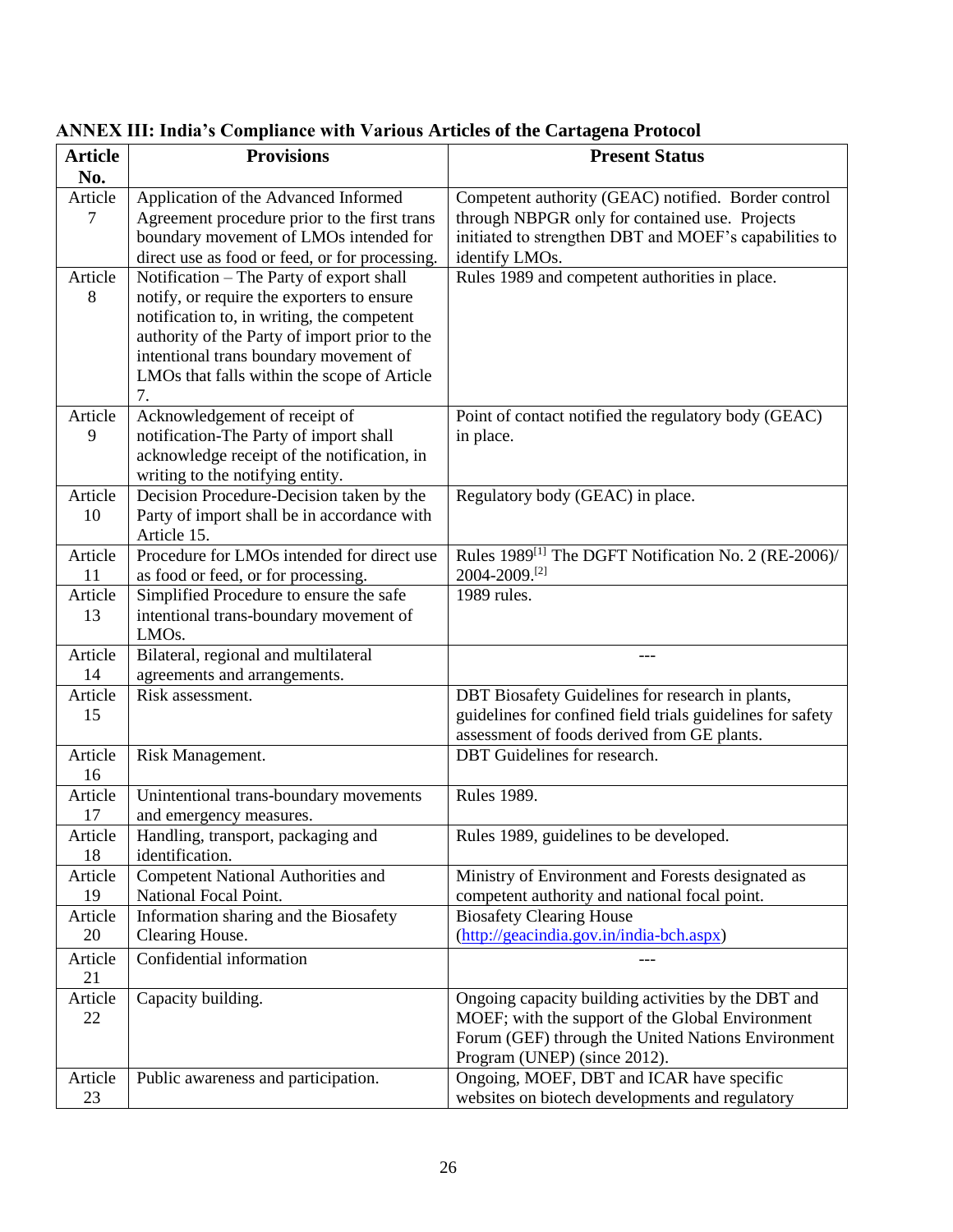**ANNEX III: India's Compliance with Various Articles of the Cartagena Protocol**

| Article No. | Provisions | Present Status |
|---|---|---|
| Article 7 | Application of the Advanced Informed Agreement procedure prior to the first trans boundary movement of LMOs intended for direct use as food or feed, or for processing. | Competent authority (GEAC) notified. Border control through NBPGR only for contained use. Projects initiated to strengthen DBT and MOEF's capabilities to identify LMOs. |
| Article 8 | Notification – The Party of export shall notify, or require the exporters to ensure notification to, in writing, the competent authority of the Party of import prior to the intentional trans boundary movement of LMOs that falls within the scope of Article 7. | Rules 1989 and competent authorities in place. |
| Article 9 | Acknowledgement of receipt of notification-The Party of import shall acknowledge receipt of the notification, in writing to the notifying entity. | Point of contact notified the regulatory body (GEAC) in place. |
| Article 10 | Decision Procedure-Decision taken by the Party of import shall be in accordance with Article 15. | Regulatory body (GEAC) in place. |
| Article 11 | Procedure for LMOs intended for direct use as food or feed, or for processing. | Rules 1989[1] The DGFT Notification No. 2 (RE-2006)/ 2004-2009.[2] |
| Article 13 | Simplified Procedure to ensure the safe intentional trans-boundary movement of LMOs. | 1989 rules. |
| Article 14 | Bilateral, regional and multilateral agreements and arrangements. | --- |
| Article 15 | Risk assessment. | DBT Biosafety Guidelines for research in plants, guidelines for confined field trials guidelines for safety assessment of foods derived from GE plants. |
| Article 16 | Risk Management. | DBT Guidelines for research. |
| Article 17 | Unintentional trans-boundary movements and emergency measures. | Rules 1989. |
| Article 18 | Handling, transport, packaging and identification. | Rules 1989, guidelines to be developed. |
| Article 19 | Competent National Authorities and National Focal Point. | Ministry of Environment and Forests designated as competent authority and national focal point. |
| Article 20 | Information sharing and the Biosafety Clearing House. | Biosafety Clearing House (http://geacindia.gov.in/india-bch.aspx) |
| Article 21 | Confidential information | --- |
| Article 22 | Capacity building. | Ongoing capacity building activities by the DBT and MOEF; with the support of the Global Environment Forum (GEF) through the United Nations Environment Program (UNEP) (since 2012). |
| Article 23 | Public awareness and participation. | Ongoing, MOEF, DBT and ICAR have specific websites on biotech developments and regulatory |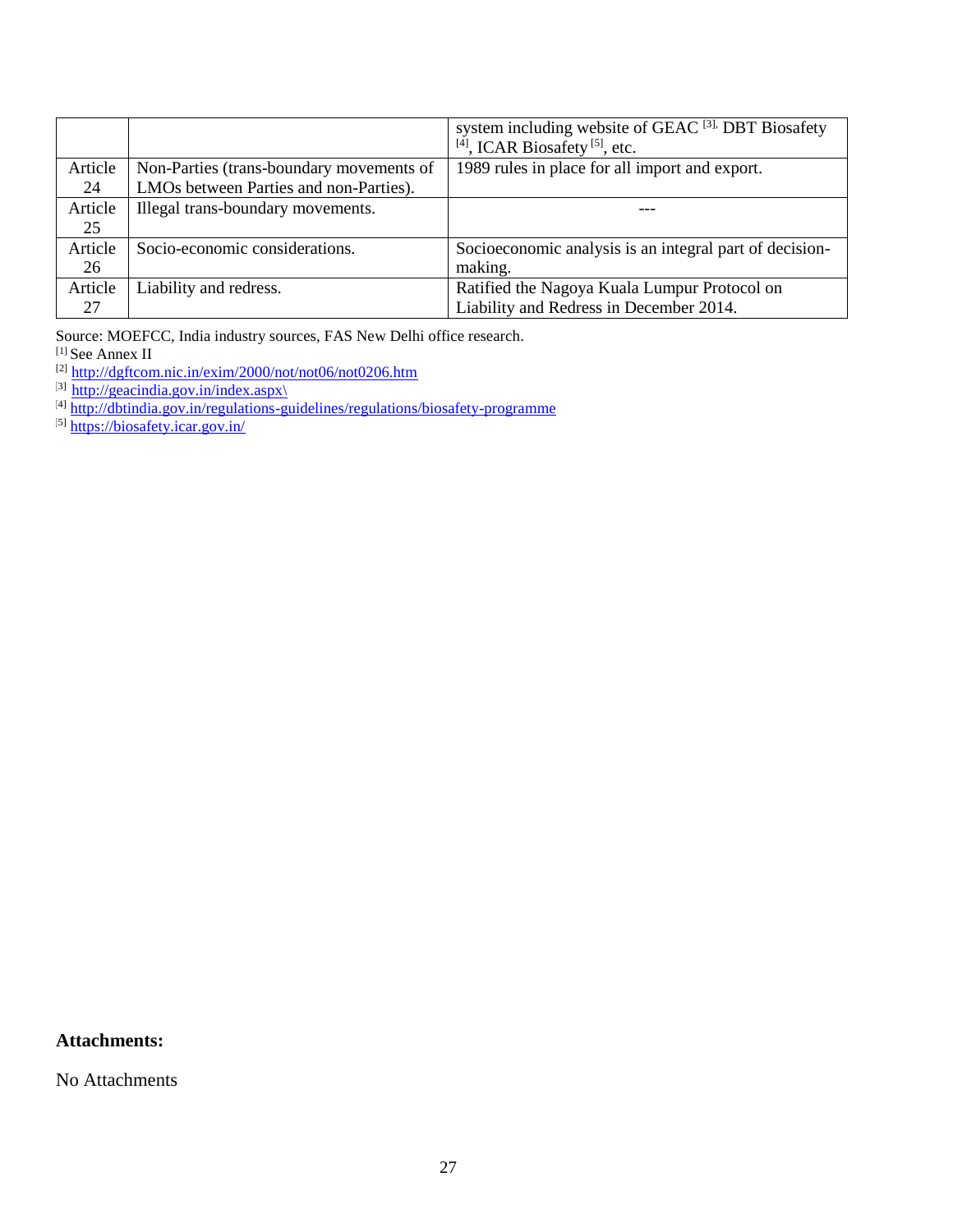| | | |
|---|---|---|
| | | system including website of GEAC [3], DBT Biosafety [4], ICAR Biosafety [5], etc. |
| Article 24 | Non-Parties (trans-boundary movements of LMOs between Parties and non-Parties). | 1989 rules in place for all import and export. |
| Article 25 | Illegal trans-boundary movements. | --- |
| Article 26 | Socio-economic considerations. | Socioeconomic analysis is an integral part of decision-making. |
| Article 27 | Liability and redress. | Ratified the Nagoya Kuala Lumpur Protocol on Liability and Redress in December 2014. |

Source: MOEFCC, India industry sources, FAS New Delhi office research.

[1] See Annex II

[2] http://dgftcom.nic.in/exim/2000/not/not06/not0206.htm

[3] http://geacindia.gov.in/index.aspx\

[4] http://dbtindia.gov.in/regulations-guidelines/regulations/biosafety-programme

[5] https://biosafety.icar.gov.in/

**Attachments:**

No Attachments